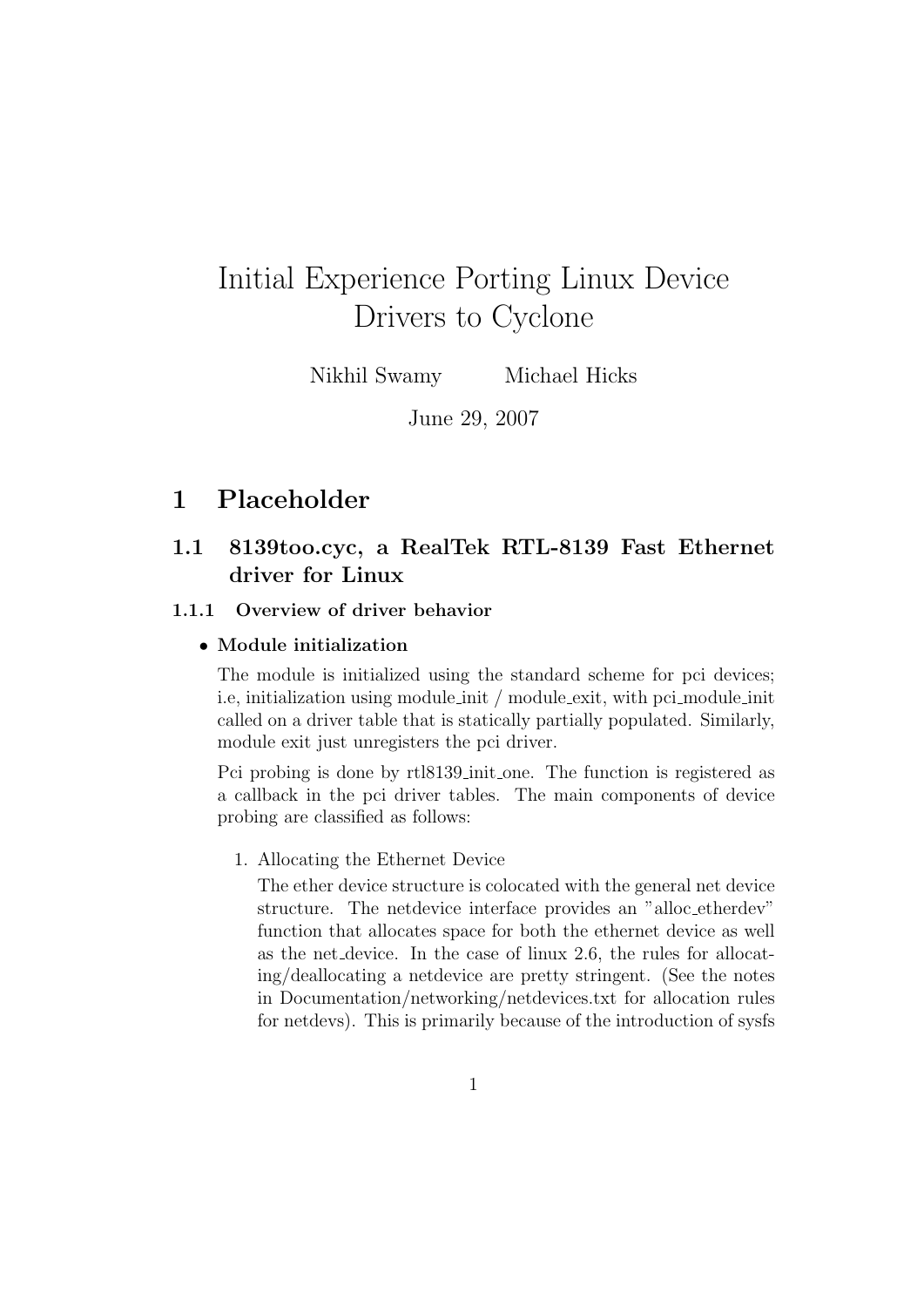# Initial Experience Porting Linux Device Drivers to Cyclone

Nikhil Swamy  Michael Hicks

June 29, 2007

## 1 Placeholder

### 1.1 8139too.cyc, a RealTek RTL-8139 Fast Ethernet driver for Linux

#### 1.1.1 Overview of driver behavior

- **Module initialization**

  The module is initialized using the standard scheme for pci devices; i.e, initialization using module_init / module_exit, with pci_module_init called on a driver table that is statically partially populated. Similarly, module exit just unregisters the pci driver.

  Pci probing is done by rtl8139_init_one. The function is registered as a callback in the pci driver tables. The main components of device probing are classified as follows:

  1. Allocating the Ethernet Device

     The ether device structure is colocated with the general net device structure. The netdevice interface provides an "alloc_etherdev" function that allocates space for both the ethernet device as well as the net_device. In the case of linux 2.6, the rules for allocating/deallocating a netdevice are pretty stringent. (See the notes in Documentation/networking/netdevices.txt for allocation rules for netdevs). This is primarily because of the introduction of sysfs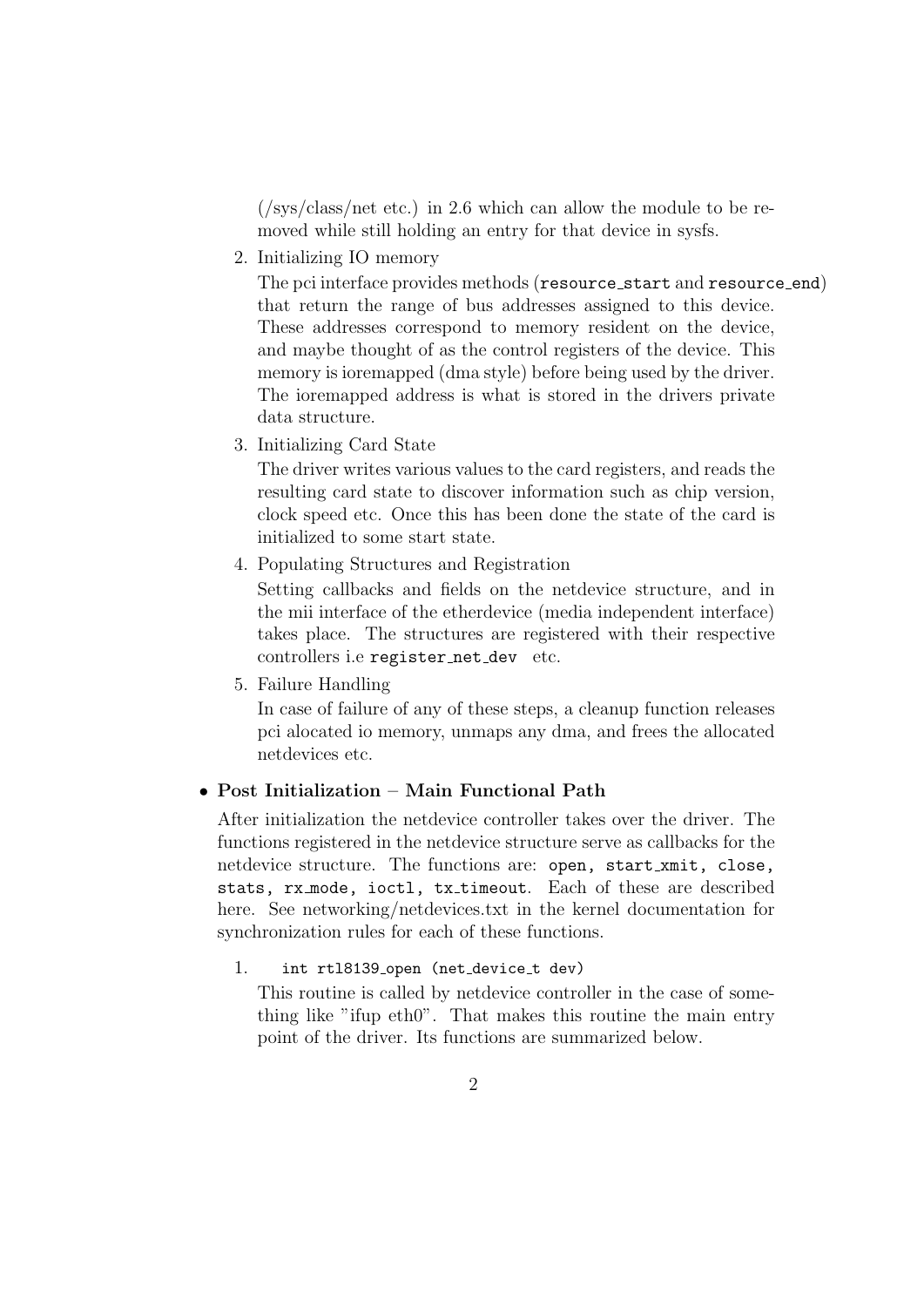(/sys/class/net etc.) in 2.6 which can allow the module to be removed while still holding an entry for that device in sysfs.

2. Initializing IO memory

   The pci interface provides methods (`resource_start` and `resource_end`) that return the range of bus addresses assigned to this device. These addresses correspond to memory resident on the device, and maybe thought of as the control registers of the device. This memory is ioremapped (dma style) before being used by the driver. The ioremapped address is what is stored in the drivers private data structure.

3. Initializing Card State

   The driver writes various values to the card registers, and reads the resulting card state to discover information such as chip version, clock speed etc. Once this has been done the state of the card is initialized to some start state.

4. Populating Structures and Registration

   Setting callbacks and fields on the netdevice structure, and in the mii interface of the etherdevice (media independent interface) takes place. The structures are registered with their respective controllers i.e `register_net_dev` etc.

5. Failure Handling

   In case of failure of any of these steps, a cleanup function releases pci alocated io memory, unmaps any dma, and frees the allocated netdevices etc.

- **Post Initialization – Main Functional Path**

  After initialization the netdevice controller takes over the driver. The functions registered in the netdevice structure serve as callbacks for the netdevice structure. The functions are: `open, start_xmit, close, stats, rx_mode, ioctl, tx_timeout`. Each of these are described here. See networking/netdevices.txt in the kernel documentation for synchronization rules for each of these functions.

  1. `int rtl8139_open (net_device_t dev)`

     This routine is called by netdevice controller in the case of something like "ifup eth0". That makes this routine the main entry point of the driver. Its functions are summarized below.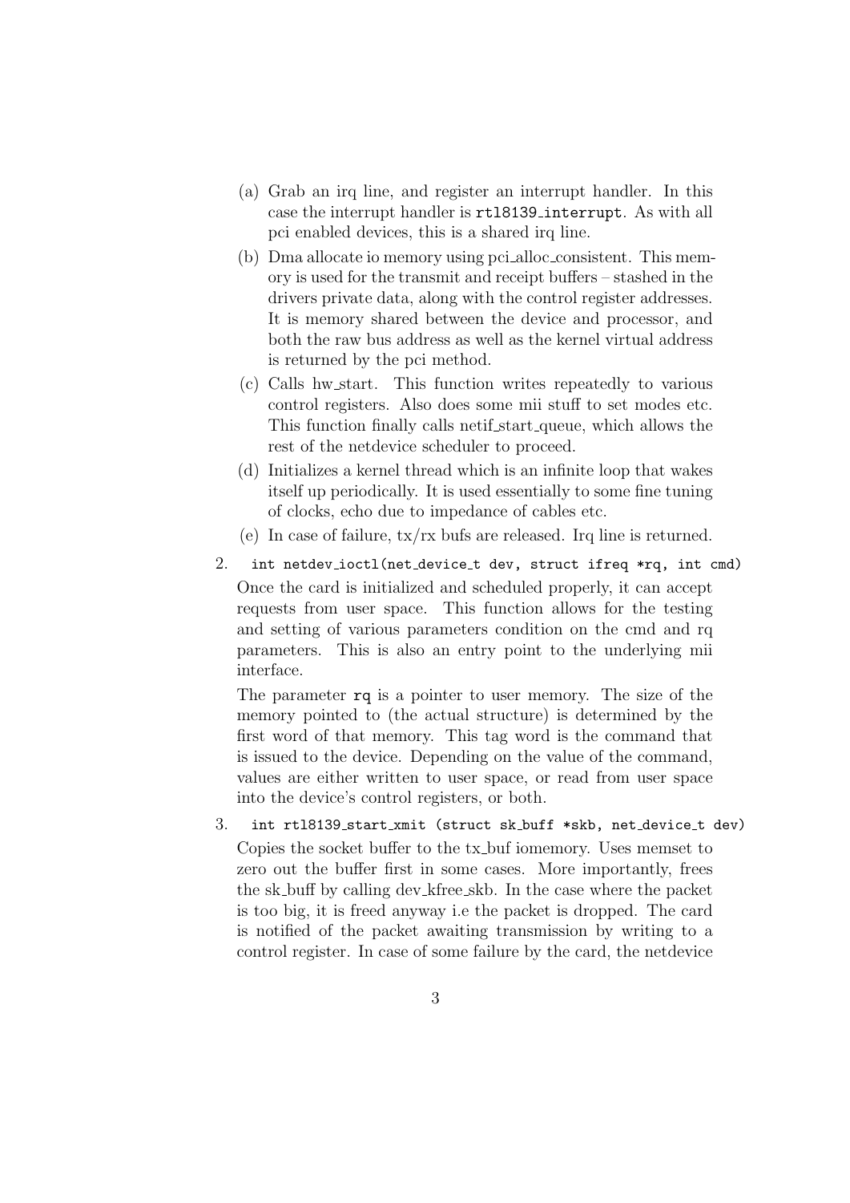(a) Grab an irq line, and register an interrupt handler. In this case the interrupt handler is `rtl8139_interrupt`. As with all pci enabled devices, this is a shared irq line.

(b) Dma allocate io memory using pci_alloc_consistent. This memory is used for the transmit and receipt buffers – stashed in the drivers private data, along with the control register addresses. It is memory shared between the device and processor, and both the raw bus address as well as the kernel virtual address is returned by the pci method.

(c) Calls hw_start. This function writes repeatedly to various control registers. Also does some mii stuff to set modes etc. This function finally calls netif_start_queue, which allows the rest of the netdevice scheduler to proceed.

(d) Initializes a kernel thread which is an infinite loop that wakes itself up periodically. It is used essentially to some fine tuning of clocks, echo due to impedance of cables etc.

(e) In case of failure, tx/rx bufs are released. Irq line is returned.

2. `int netdev_ioctl(net_device_t dev, struct ifreq *rq, int cmd)`

   Once the card is initialized and scheduled properly, it can accept requests from user space. This function allows for the testing and setting of various parameters condition on the cmd and rq parameters. This is also an entry point to the underlying mii interface.

   The parameter `rq` is a pointer to user memory. The size of the memory pointed to (the actual structure) is determined by the first word of that memory. This tag word is the command that is issued to the device. Depending on the value of the command, values are either written to user space, or read from user space into the device's control registers, or both.

3. `int rtl8139_start_xmit (struct sk_buff *skb, net_device_t dev)`

   Copies the socket buffer to the tx_buf iomemory. Uses memset to zero out the buffer first in some cases. More importantly, frees the sk_buff by calling dev_kfree_skb. In the case where the packet is too big, it is freed anyway i.e the packet is dropped. The card is notified of the packet awaiting transmission by writing to a control register. In case of some failure by the card, the netdevice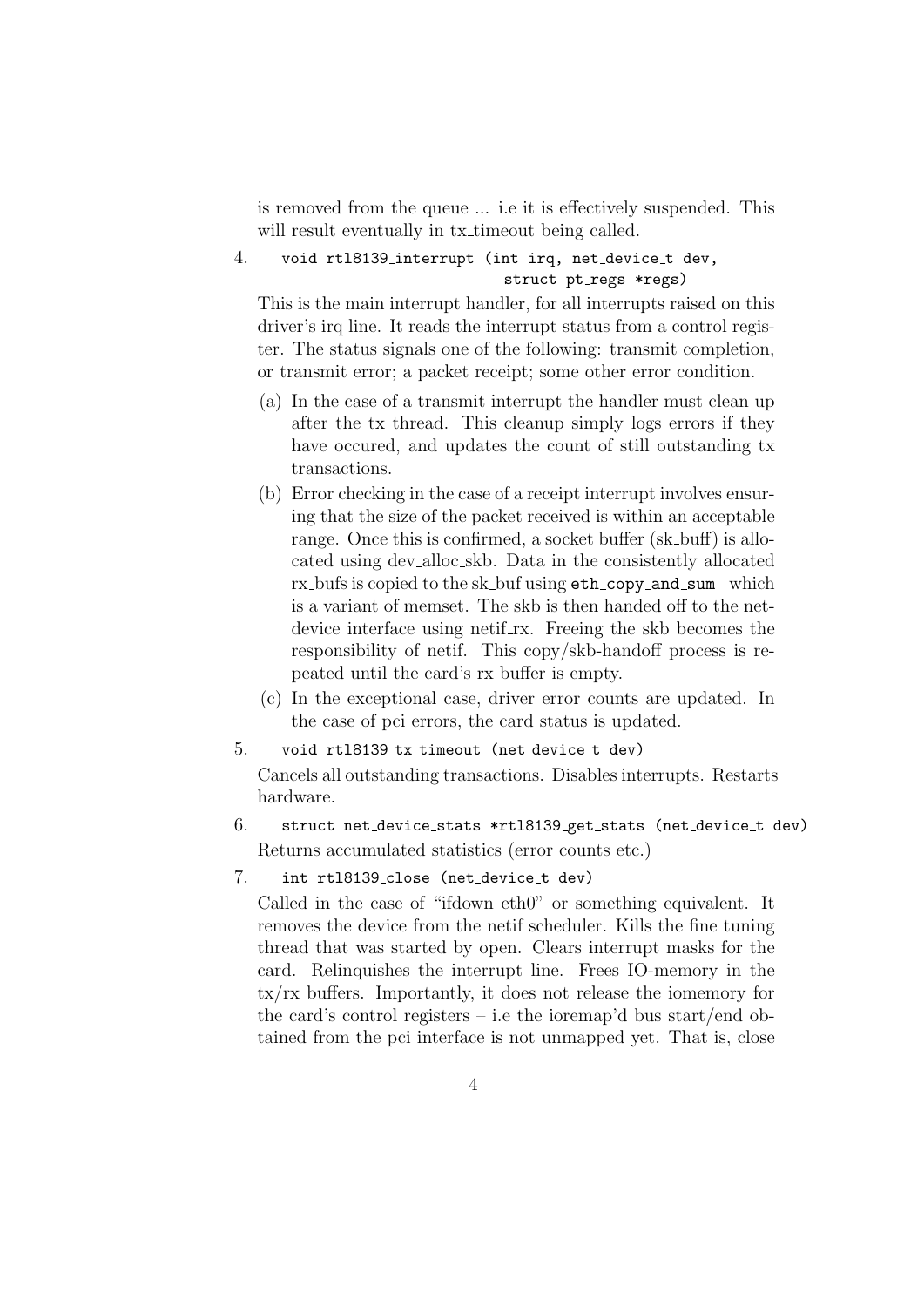is removed from the queue ... i.e it is effectively suspended. This will result eventually in tx_timeout being called.

4. `void rtl8139_interrupt (int irq, net_device_t dev, struct pt_regs *regs)`

   This is the main interrupt handler, for all interrupts raised on this driver's irq line. It reads the interrupt status from a control register. The status signals one of the following: transmit completion, or transmit error; a packet receipt; some other error condition.

   (a) In the case of a transmit interrupt the handler must clean up after the tx thread. This cleanup simply logs errors if they have occured, and updates the count of still outstanding tx transactions.

   (b) Error checking in the case of a receipt interrupt involves ensuring that the size of the packet received is within an acceptable range. Once this is confirmed, a socket buffer (sk_buff) is allocated using dev_alloc_skb. Data in the consistently allocated rx_bufs is copied to the sk_buf using `eth_copy_and_sum` which is a variant of memset. The skb is then handed off to the net-device interface using netif_rx. Freeing the skb becomes the responsibility of netif. This copy/skb-handoff process is repeated until the card's rx buffer is empty.

   (c) In the exceptional case, driver error counts are updated. In the case of pci errors, the card status is updated.

5. `void rtl8139_tx_timeout (net_device_t dev)`

   Cancels all outstanding transactions. Disables interrupts. Restarts hardware.

6. `struct net_device_stats *rtl8139_get_stats (net_device_t dev)`

   Returns accumulated statistics (error counts etc.)

7. `int rtl8139_close (net_device_t dev)`

   Called in the case of "ifdown eth0" or something equivalent. It removes the device from the netif scheduler. Kills the fine tuning thread that was started by open. Clears interrupt masks for the card. Relinquishes the interrupt line. Frees IO-memory in the tx/rx buffers. Importantly, it does not release the iomemory for the card's control registers – i.e the ioremap'd bus start/end obtained from the pci interface is not unmapped yet. That is, close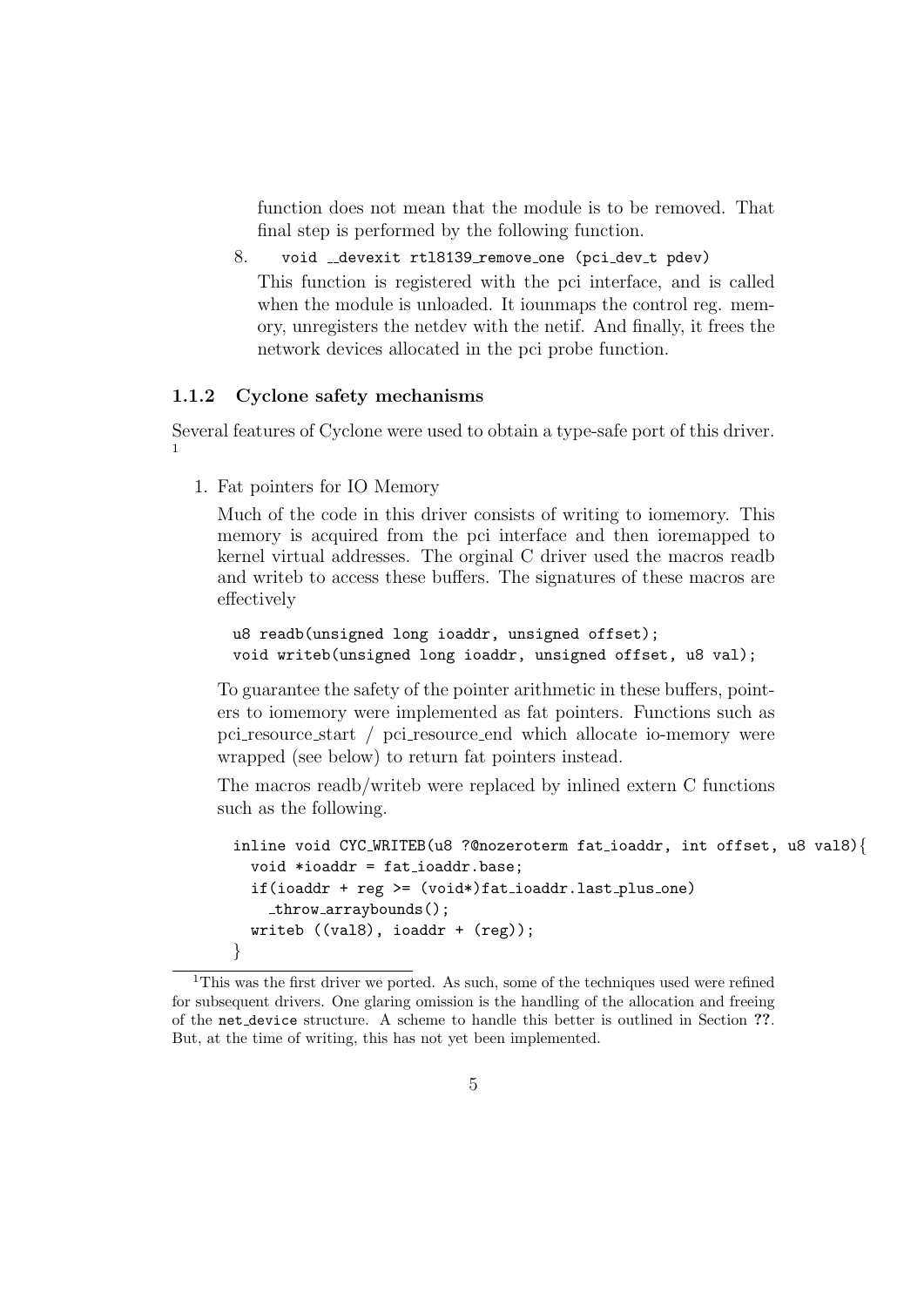function does not mean that the module is to be removed. That final step is performed by the following function.

8. `void __devexit rtl8139_remove_one (pci_dev_t pdev)`

   This function is registered with the pci interface, and is called when the module is unloaded. It iounmaps the control reg. memory, unregisters the netdev with the netif. And finally, it frees the network devices allocated in the pci probe function.

### 1.1.2 Cyclone safety mechanisms

Several features of Cyclone were used to obtain a type-safe port of this driver. [1]

1. Fat pointers for IO Memory

   Much of the code in this driver consists of writing to iomemory. This memory is acquired from the pci interface and then ioremapped to kernel virtual addresses. The orginal C driver used the macros readb and writeb to access these buffers. The signatures of these macros are effectively

   ```
   u8 readb(unsigned long ioaddr, unsigned offset);
   void writeb(unsigned long ioaddr, unsigned offset, u8 val);
   ```

   To guarantee the safety of the pointer arithmetic in these buffers, pointers to iomemory were implemented as fat pointers. Functions such as pci_resource_start / pci_resource_end which allocate io-memory were wrapped (see below) to return fat pointers instead.

   The macros readb/writeb were replaced by inlined extern C functions such as the following.

   ```
   inline void CYC_WRITEB(u8 ?@nozeroterm fat_ioaddr, int offset, u8 val8){
     void *ioaddr = fat_ioaddr.base;
     if(ioaddr + reg >= (void*)fat_ioaddr.last_plus_one)
       _throw_arraybounds();
     writeb ((val8), ioaddr + (reg));
   }
   ```

[1] This was the first driver we ported. As such, some of the techniques used were refined for subsequent drivers. One glaring omission is the handling of the allocation and freeing of the `net_device` structure. A scheme to handle this better is outlined in Section ??. But, at the time of writing, this has not yet been implemented.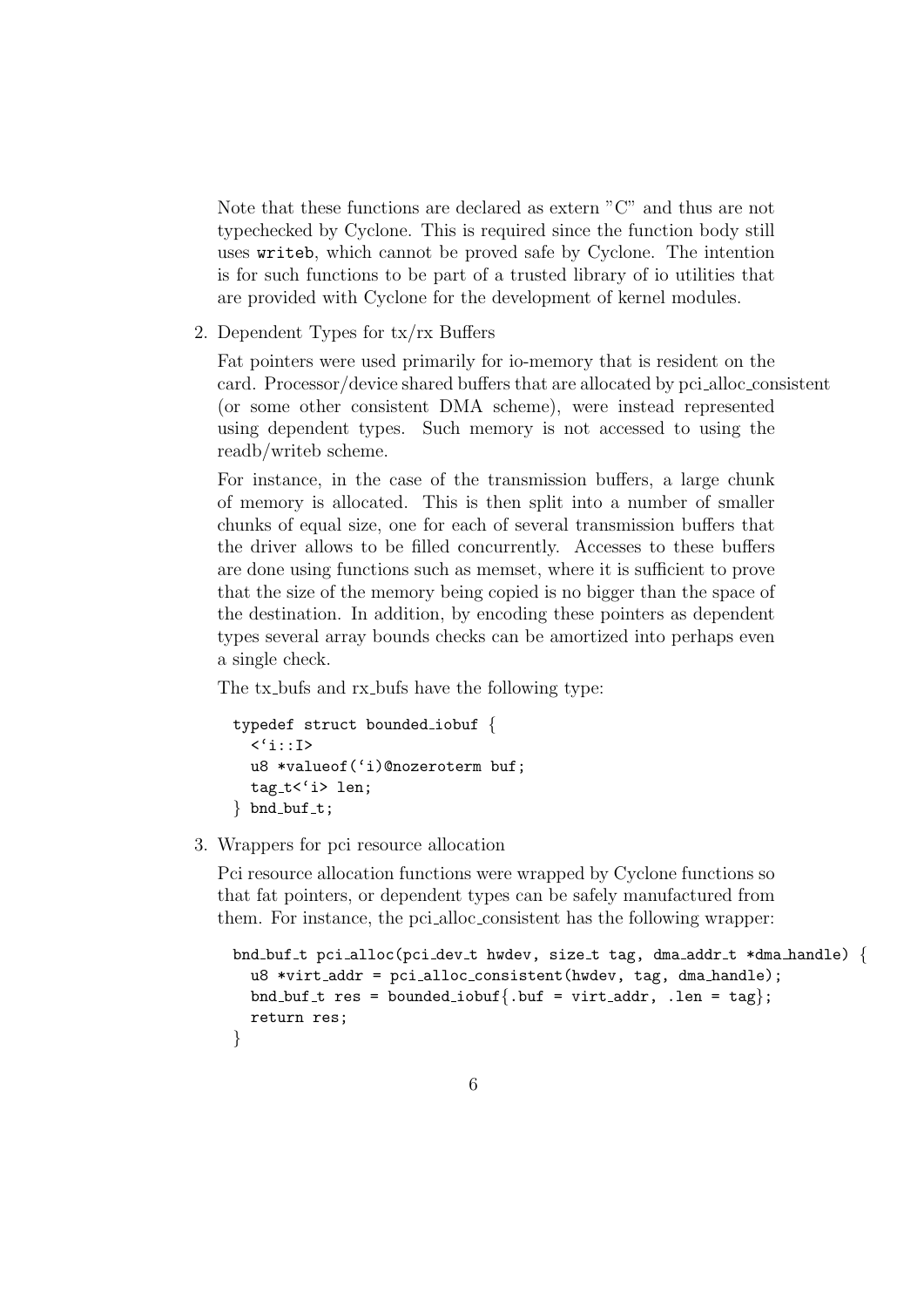Note that these functions are declared as extern "C" and thus are not typechecked by Cyclone. This is required since the function body still uses `writeb`, which cannot be proved safe by Cyclone. The intention is for such functions to be part of a trusted library of io utilities that are provided with Cyclone for the development of kernel modules.

2. Dependent Types for tx/rx Buffers

   Fat pointers were used primarily for io-memory that is resident on the card. Processor/device shared buffers that are allocated by pci_alloc_consistent (or some other consistent DMA scheme), were instead represented using dependent types. Such memory is not accessed to using the readb/writeb scheme.

   For instance, in the case of the transmission buffers, a large chunk of memory is allocated. This is then split into a number of smaller chunks of equal size, one for each of several transmission buffers that the driver allows to be filled concurrently. Accesses to these buffers are done using functions such as memset, where it is sufficient to prove that the size of the memory being copied is no bigger than the space of the destination. In addition, by encoding these pointers as dependent types several array bounds checks can be amortized into perhaps even a single check.

   The tx_bufs and rx_bufs have the following type:

   ```
   typedef struct bounded_iobuf {
     <`i::I>
     u8 *valueof(`i)@nozeroterm buf;
     tag_t<`i> len;
   } bnd_buf_t;
   ```

3. Wrappers for pci resource allocation

   Pci resource allocation functions were wrapped by Cyclone functions so that fat pointers, or dependent types can be safely manufactured from them. For instance, the pci_alloc_consistent has the following wrapper:

   ```
   bnd_buf_t pci_alloc(pci_dev_t hwdev, size_t tag, dma_addr_t *dma_handle) {
     u8 *virt_addr = pci_alloc_consistent(hwdev, tag, dma_handle);
     bnd_buf_t res = bounded_iobuf{.buf = virt_addr, .len = tag};
     return res;
   }
   ```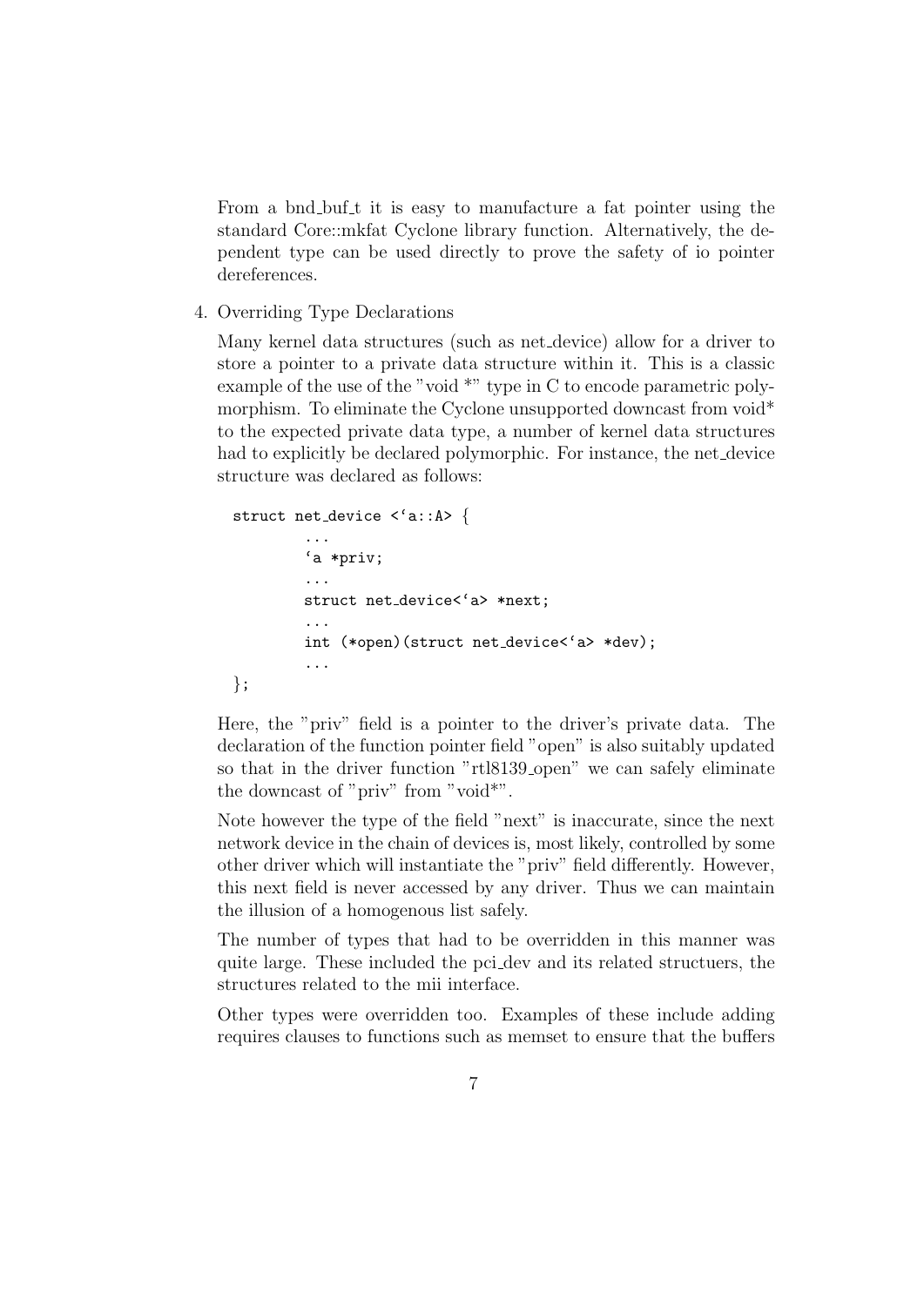From a bnd_buf_t it is easy to manufacture a fat pointer using the standard Core::mkfat Cyclone library function. Alternatively, the dependent type can be used directly to prove the safety of io pointer dereferences.

4. Overriding Type Declarations

   Many kernel data structures (such as net_device) allow for a driver to store a pointer to a private data structure within it. This is a classic example of the use of the "void *" type in C to encode parametric polymorphism. To eliminate the Cyclone unsupported downcast from void* to the expected private data type, a number of kernel data structures had to explicitly be declared polymorphic. For instance, the net_device structure was declared as follows:

```
struct net_device <`a::A> {
        ...
        `a *priv;
        ...
        struct net_device<`a> *next;
        ...
        int (*open)(struct net_device<`a> *dev);
        ...
};
```

   Here, the "priv" field is a pointer to the driver's private data. The declaration of the function pointer field "open" is also suitably updated so that in the driver function "rtl8139_open" we can safely eliminate the downcast of "priv" from "void*".

   Note however the type of the field "next" is inaccurate, since the next network device in the chain of devices is, most likely, controlled by some other driver which will instantiate the "priv" field differently. However, this next field is never accessed by any driver. Thus we can maintain the illusion of a homogenous list safely.

   The number of types that had to be overridden in this manner was quite large. These included the pci_dev and its related structuers, the structures related to the mii interface.

   Other types were overridden too. Examples of these include adding requires clauses to functions such as memset to ensure that the buffers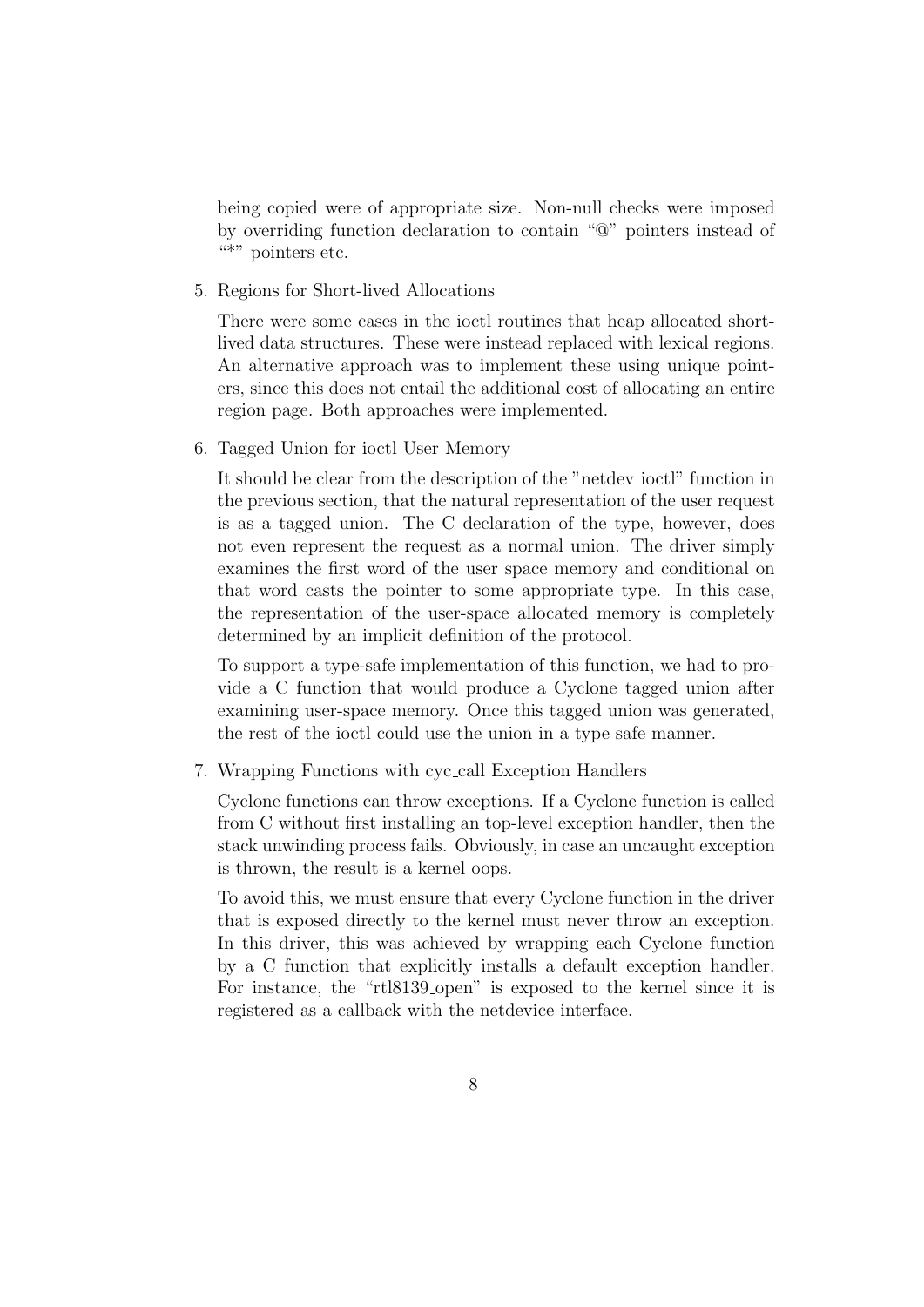being copied were of appropriate size. Non-null checks were imposed by overriding function declaration to contain "@" pointers instead of "*" pointers etc.

5. Regions for Short-lived Allocations

   There were some cases in the ioctl routines that heap allocated short-lived data structures. These were instead replaced with lexical regions. An alternative approach was to implement these using unique pointers, since this does not entail the additional cost of allocating an entire region page. Both approaches were implemented.

6. Tagged Union for ioctl User Memory

   It should be clear from the description of the "netdev_ioctl" function in the previous section, that the natural representation of the user request is as a tagged union. The C declaration of the type, however, does not even represent the request as a normal union. The driver simply examines the first word of the user space memory and conditional on that word casts the pointer to some appropriate type. In this case, the representation of the user-space allocated memory is completely determined by an implicit definition of the protocol.

   To support a type-safe implementation of this function, we had to provide a C function that would produce a Cyclone tagged union after examining user-space memory. Once this tagged union was generated, the rest of the ioctl could use the union in a type safe manner.

7. Wrapping Functions with cyc_call Exception Handlers

   Cyclone functions can throw exceptions. If a Cyclone function is called from C without first installing an top-level exception handler, then the stack unwinding process fails. Obviously, in case an uncaught exception is thrown, the result is a kernel oops.

   To avoid this, we must ensure that every Cyclone function in the driver that is exposed directly to the kernel must never throw an exception. In this driver, this was achieved by wrapping each Cyclone function by a C function that explicitly installs a default exception handler. For instance, the "rtl8139_open" is exposed to the kernel since it is registered as a callback with the netdevice interface.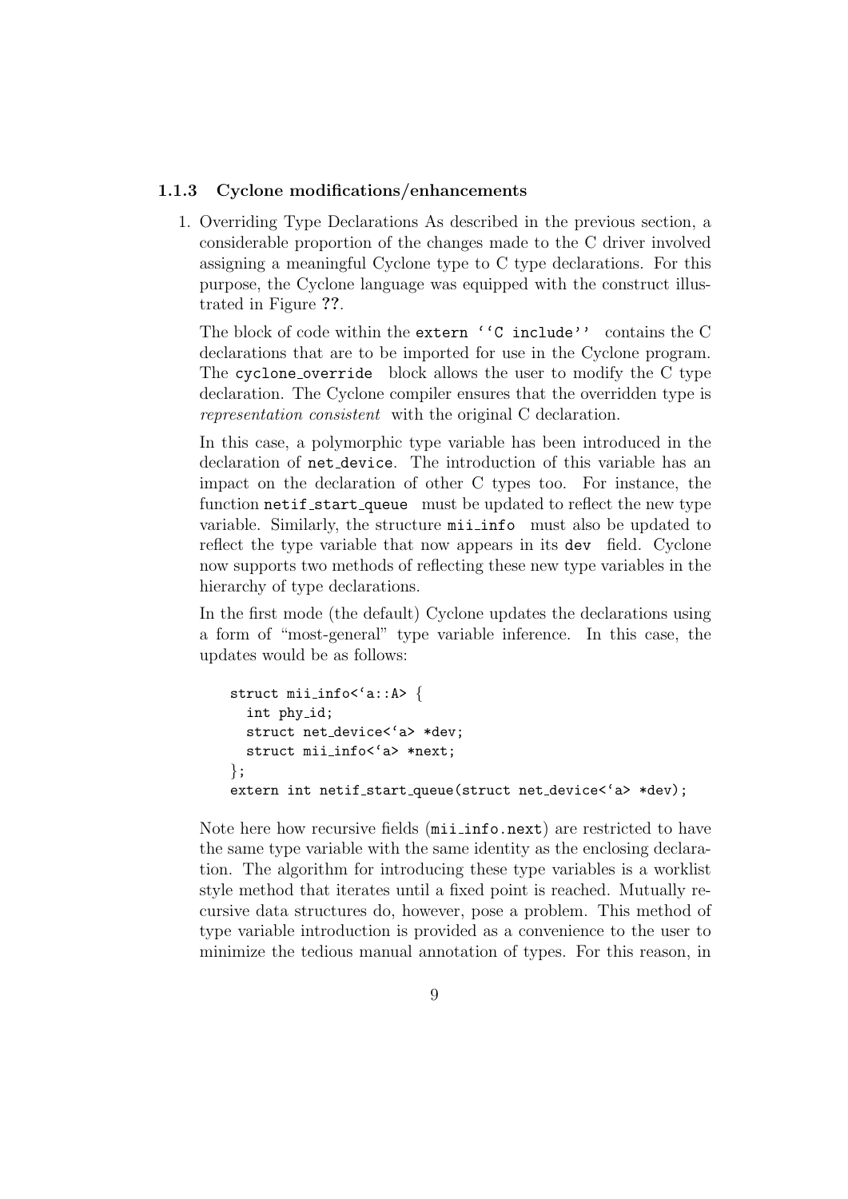### 1.1.3 Cyclone modifications/enhancements

1. Overriding Type Declarations As described in the previous section, a considerable proportion of the changes made to the C driver involved assigning a meaningful Cyclone type to C type declarations. For this purpose, the Cyclone language was equipped with the construct illustrated in Figure **??**.

   The block of code within the `extern ''C include''` contains the C declarations that are to be imported for use in the Cyclone program. The `cyclone_override` block allows the user to modify the C type declaration. The Cyclone compiler ensures that the overridden type is *representation consistent* with the original C declaration.

   In this case, a polymorphic type variable has been introduced in the declaration of `net_device`. The introduction of this variable has an impact on the declaration of other C types too. For instance, the function `netif_start_queue` must be updated to reflect the new type variable. Similarly, the structure `mii_info` must also be updated to reflect the type variable that now appears in its `dev` field. Cyclone now supports two methods of reflecting these new type variables in the hierarchy of type declarations.

   In the first mode (the default) Cyclone updates the declarations using a form of "most-general" type variable inference. In this case, the updates would be as follows:

   ```
   struct mii_info<`a::A> {
     int phy_id;
     struct net_device<`a> *dev;
     struct mii_info<`a> *next;
   };
   extern int netif_start_queue(struct net_device<`a> *dev);
   ```

   Note here how recursive fields (`mii_info.next`) are restricted to have the same type variable with the same identity as the enclosing declaration. The algorithm for introducing these type variables is a worklist style method that iterates until a fixed point is reached. Mutually recursive data structures do, however, pose a problem. This method of type variable introduction is provided as a convenience to the user to minimize the tedious manual annotation of types. For this reason, in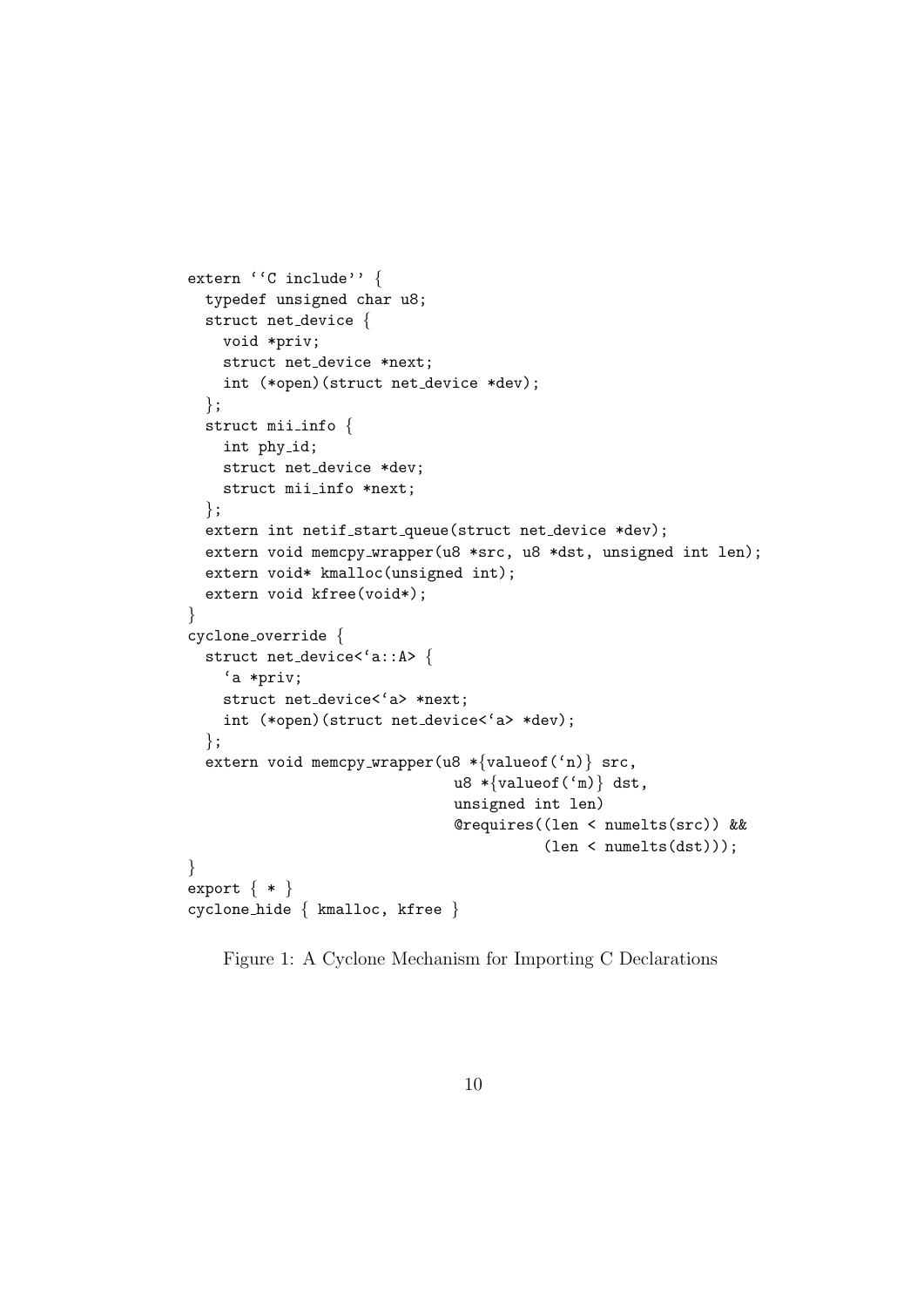```
extern ''C include'' {
  typedef unsigned char u8;
  struct net_device {
    void *priv;
    struct net_device *next;
    int (*open)(struct net_device *dev);
  };
  struct mii_info {
    int phy_id;
    struct net_device *dev;
    struct mii_info *next;
  };
  extern int netif_start_queue(struct net_device *dev);
  extern void memcpy_wrapper(u8 *src, u8 *dst, unsigned int len);
  extern void* kmalloc(unsigned int);
  extern void kfree(void*);
}
cyclone_override {
  struct net_device<`a::A> {
    `a *priv;
    struct net_device<`a> *next;
    int (*open)(struct net_device<`a> *dev);
  };
  extern void memcpy_wrapper(u8 *{valueof(`n)} src,
                             u8 *{valueof(`m)} dst,
                             unsigned int len)
                             @requires((len < numelts(src)) &&
                                       (len < numelts(dst)));
}
export { * }
cyclone_hide { kmalloc, kfree }
```

Figure 1: A Cyclone Mechanism for Importing C Declarations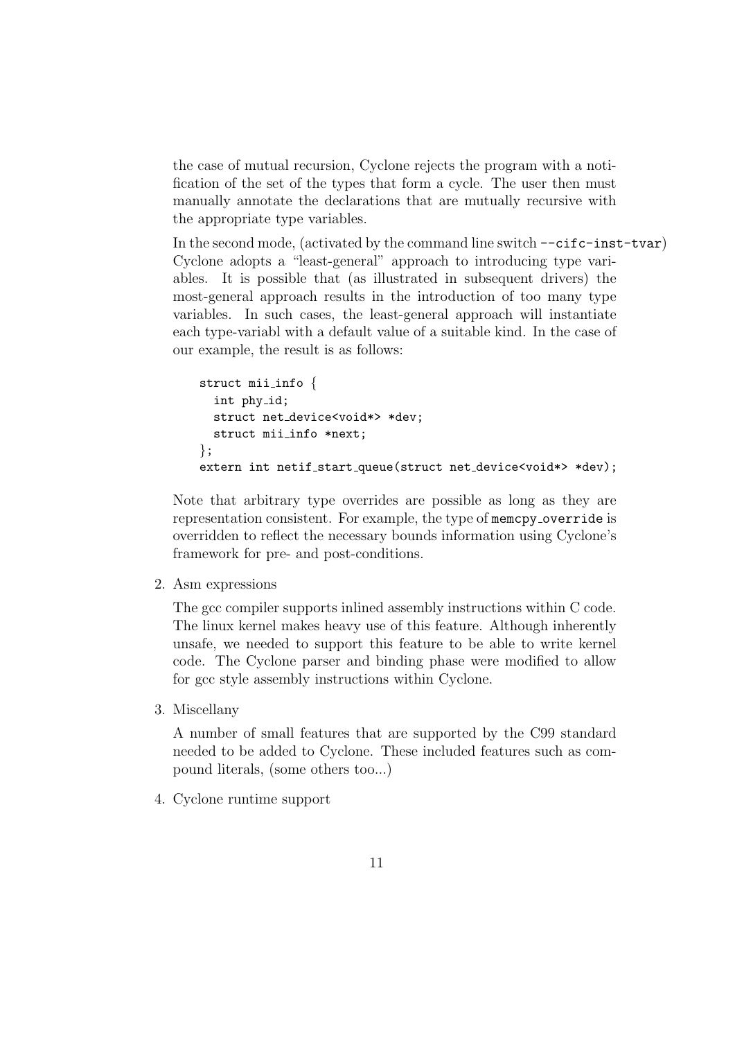the case of mutual recursion, Cyclone rejects the program with a notification of the set of the types that form a cycle. The user then must manually annotate the declarations that are mutually recursive with the appropriate type variables.

In the second mode, (activated by the command line switch `--cifc-inst-tvar`) Cyclone adopts a "least-general" approach to introducing type variables. It is possible that (as illustrated in subsequent drivers) the most-general approach results in the introduction of too many type variables. In such cases, the least-general approach will instantiate each type-variabl with a default value of a suitable kind. In the case of our example, the result is as follows:

```
struct mii_info {
  int phy_id;
  struct net_device<void*> *dev;
  struct mii_info *next;
};
extern int netif_start_queue(struct net_device<void*> *dev);
```

Note that arbitrary type overrides are possible as long as they are representation consistent. For example, the type of `memcpy_override` is overridden to reflect the necessary bounds information using Cyclone's framework for pre- and post-conditions.

2. Asm expressions

   The gcc compiler supports inlined assembly instructions within C code. The linux kernel makes heavy use of this feature. Although inherently unsafe, we needed to support this feature to be able to write kernel code. The Cyclone parser and binding phase were modified to allow for gcc style assembly instructions within Cyclone.

3. Miscellany

   A number of small features that are supported by the C99 standard needed to be added to Cyclone. These included features such as compound literals, (some others too...)

4. Cyclone runtime support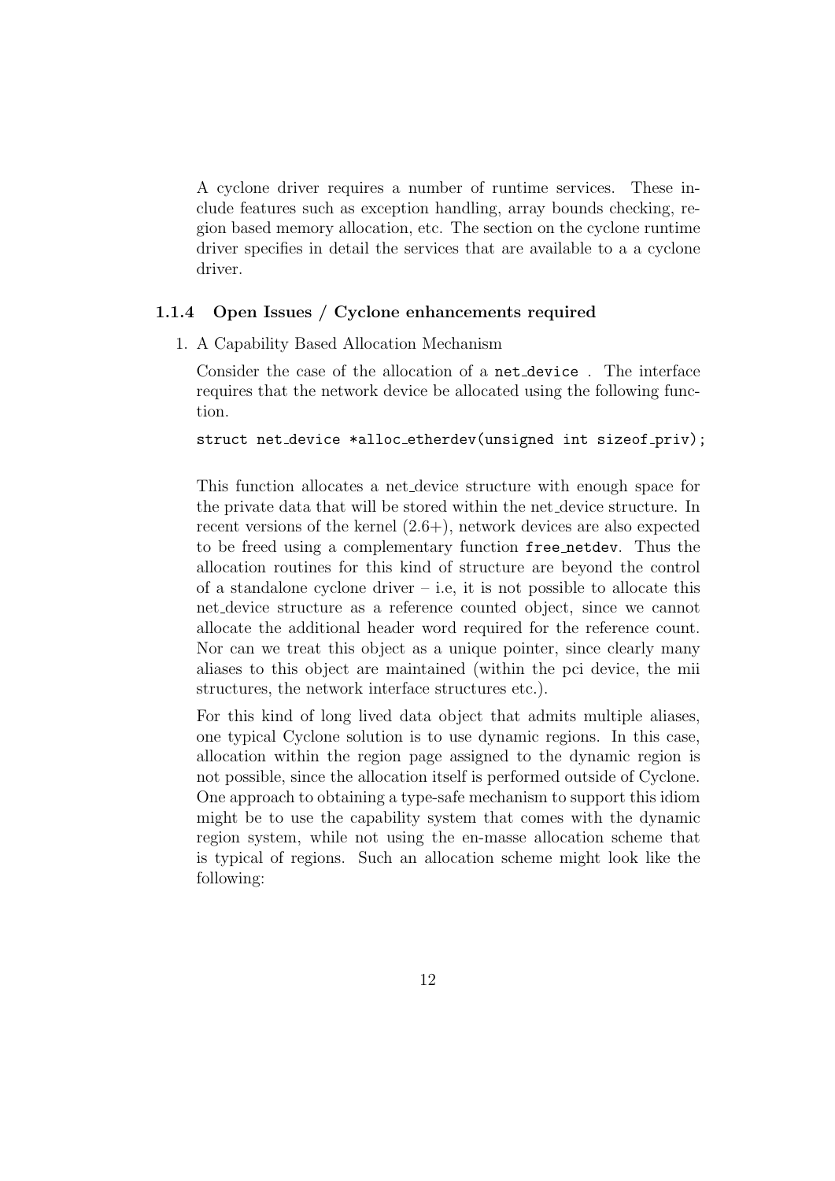A cyclone driver requires a number of runtime services. These include features such as exception handling, array bounds checking, region based memory allocation, etc. The section on the cyclone runtime driver specifies in detail the services that are available to a a cyclone driver.

### 1.1.4 Open Issues / Cyclone enhancements required

1. A Capability Based Allocation Mechanism

   Consider the case of the allocation of a `net_device` . The interface requires that the network device be allocated using the following function.

   ```
   struct net_device *alloc_etherdev(unsigned int sizeof_priv);
   ```

   This function allocates a net_device structure with enough space for the private data that will be stored within the net_device structure. In recent versions of the kernel (2.6+), network devices are also expected to be freed using a complementary function `free_netdev`. Thus the allocation routines for this kind of structure are beyond the control of a standalone cyclone driver – i.e, it is not possible to allocate this net_device structure as a reference counted object, since we cannot allocate the additional header word required for the reference count. Nor can we treat this object as a unique pointer, since clearly many aliases to this object are maintained (within the pci device, the mii structures, the network interface structures etc.).

   For this kind of long lived data object that admits multiple aliases, one typical Cyclone solution is to use dynamic regions. In this case, allocation within the region page assigned to the dynamic region is not possible, since the allocation itself is performed outside of Cyclone. One approach to obtaining a type-safe mechanism to support this idiom might be to use the capability system that comes with the dynamic region system, while not using the en-masse allocation scheme that is typical of regions. Such an allocation scheme might look like the following: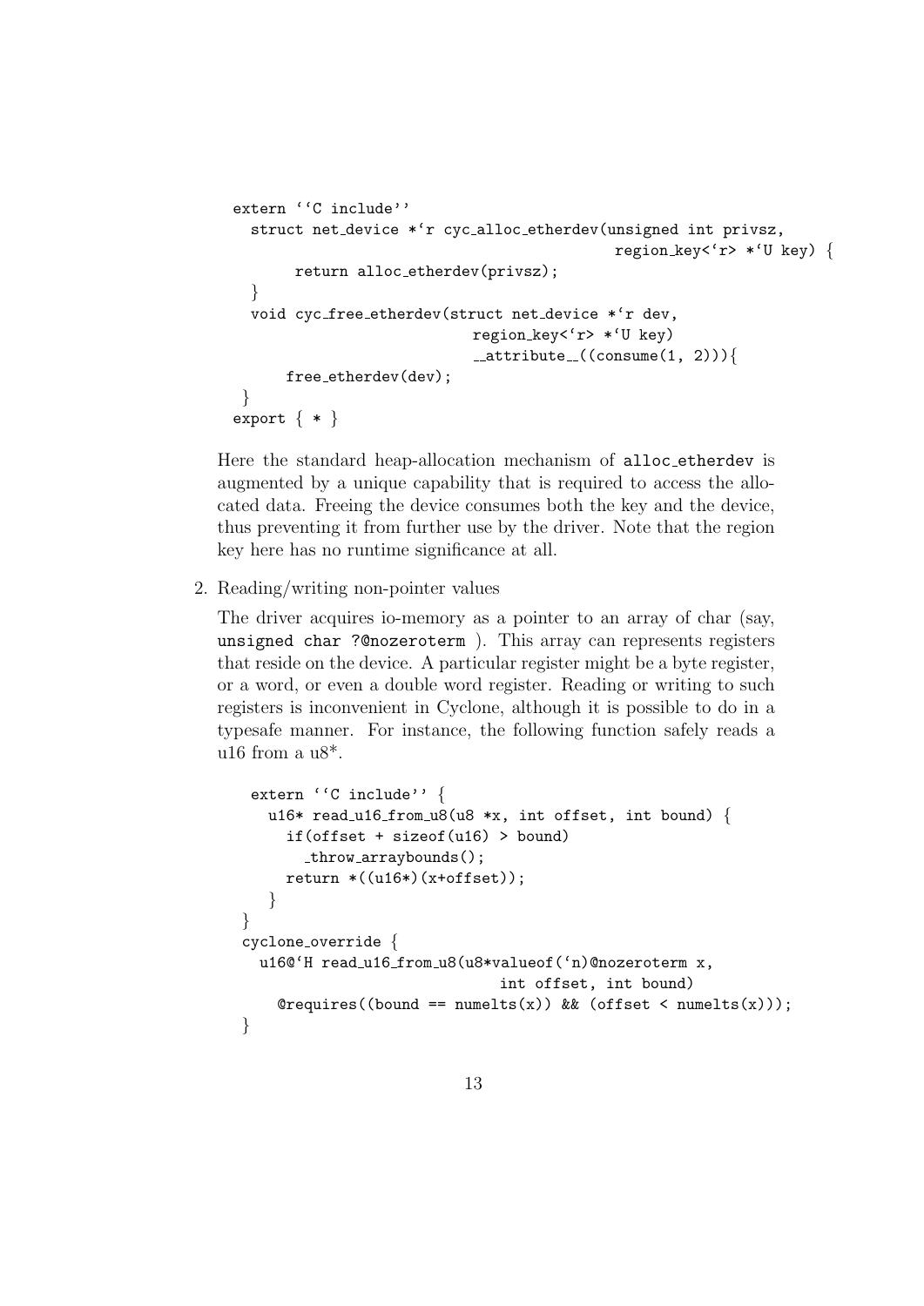```
extern ''C include''
  struct net_device *'r cyc_alloc_etherdev(unsigned int privsz,
                                           region_key<'r> *'U key) {
       return alloc_etherdev(privsz);
  }
  void cyc_free_etherdev(struct net_device *'r dev,
                         region_key<'r> *'U key)
                         __attribute__((consume(1, 2))){
      free_etherdev(dev);
 }
export { * }
```

Here the standard heap-allocation mechanism of alloc_etherdev is augmented by a unique capability that is required to access the allocated data. Freeing the device consumes both the key and the device, thus preventing it from further use by the driver. Note that the region key here has no runtime significance at all.

2. Reading/writing non-pointer values

The driver acquires io-memory as a pointer to an array of char (say, `unsigned char ?@nozeroterm` ). This array can represents registers that reside on the device. A particular register might be a byte register, or a word, or even a double word register. Reading or writing to such registers is inconvenient in Cyclone, although it is possible to do in a typesafe manner. For instance, the following function safely reads a u16 from a u8*.

```
 extern ''C include'' {
   u16* read_u16_from_u8(u8 *x, int offset, int bound) {
     if(offset + sizeof(u16) > bound)
       _throw_arraybounds();
     return *((u16*)(x+offset));
   }
}
cyclone_override {
  u16@'H read_u16_from_u8(u8*valueof('n)@nozeroterm x,
                          int offset, int bound)
    @requires((bound == numelts(x)) && (offset < numelts(x)));
}
```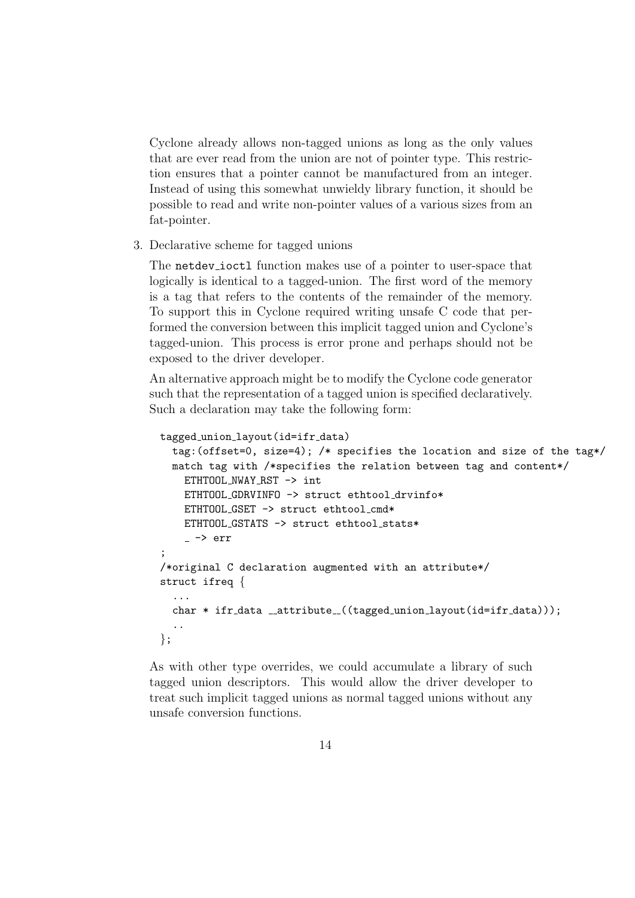Cyclone already allows non-tagged unions as long as the only values that are ever read from the union are not of pointer type. This restriction ensures that a pointer cannot be manufactured from an integer. Instead of using this somewhat unwieldy library function, it should be possible to read and write non-pointer values of a various sizes from an fat-pointer.

3. Declarative scheme for tagged unions

   The `netdev_ioctl` function makes use of a pointer to user-space that logically is identical to a tagged-union. The first word of the memory is a tag that refers to the contents of the remainder of the memory. To support this in Cyclone required writing unsafe C code that performed the conversion between this implicit tagged union and Cyclone's tagged-union. This process is error prone and perhaps should not be exposed to the driver developer.

   An alternative approach might be to modify the Cyclone code generator such that the representation of a tagged union is specified declaratively. Such a declaration may take the following form:

```
tagged_union_layout(id=ifr_data)
  tag:(offset=0, size=4); /* specifies the location and size of the tag*/
  match tag with /*specifies the relation between tag and content*/
    ETHTOOL_NWAY_RST -> int
    ETHTOOL_GDRVINFO -> struct ethtool_drvinfo*
    ETHTOOL_GSET -> struct ethtool_cmd*
    ETHTOOL_GSTATS -> struct ethtool_stats*
    _ -> err
;
/*original C declaration augmented with an attribute*/
struct ifreq {
  ...
  char * ifr_data __attribute__((tagged_union_layout(id=ifr_data)));
  ..
};
```

   As with other type overrides, we could accumulate a library of such tagged union descriptors. This would allow the driver developer to treat such implicit tagged unions as normal tagged unions without any unsafe conversion functions.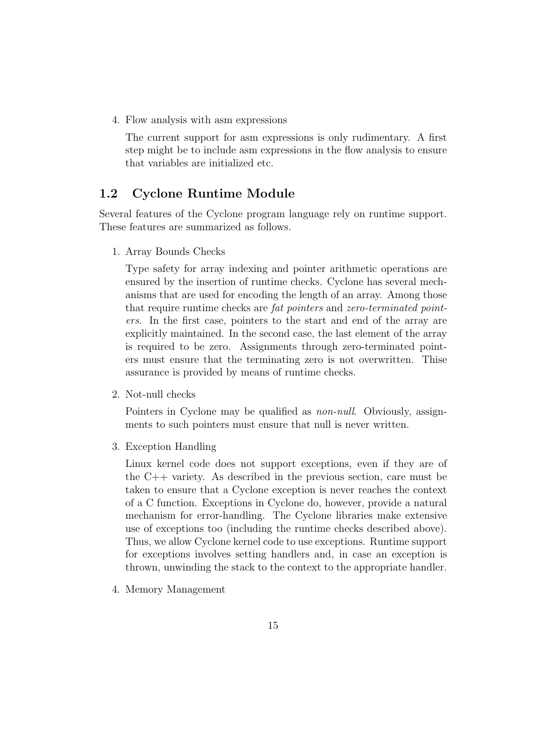4. Flow analysis with asm expressions

   The current support for asm expressions is only rudimentary. A first step might be to include asm expressions in the flow analysis to ensure that variables are initialized etc.

## 1.2 Cyclone Runtime Module

Several features of the Cyclone program language rely on runtime support. These features are summarized as follows.

1. Array Bounds Checks

   Type safety for array indexing and pointer arithmetic operations are ensured by the insertion of runtime checks. Cyclone has several mechanisms that are used for encoding the length of an array. Among those that require runtime checks are *fat pointers* and *zero-terminated pointers*. In the first case, pointers to the start and end of the array are explicitly maintained. In the second case, the last element of the array is required to be zero. Assignments through zero-terminated pointers must ensure that the terminating zero is not overwritten. Thise assurance is provided by means of runtime checks.

2. Not-null checks

   Pointers in Cyclone may be qualified as *non-null*. Obviously, assignments to such pointers must ensure that null is never written.

3. Exception Handling

   Linux kernel code does not support exceptions, even if they are of the C++ variety. As described in the previous section, care must be taken to ensure that a Cyclone exception is never reaches the context of a C function. Exceptions in Cyclone do, however, provide a natural mechanism for error-handling. The Cyclone libraries make extensive use of exceptions too (including the runtime checks described above). Thus, we allow Cyclone kernel code to use exceptions. Runtime support for exceptions involves setting handlers and, in case an exception is thrown, unwinding the stack to the context to the appropriate handler.

4. Memory Management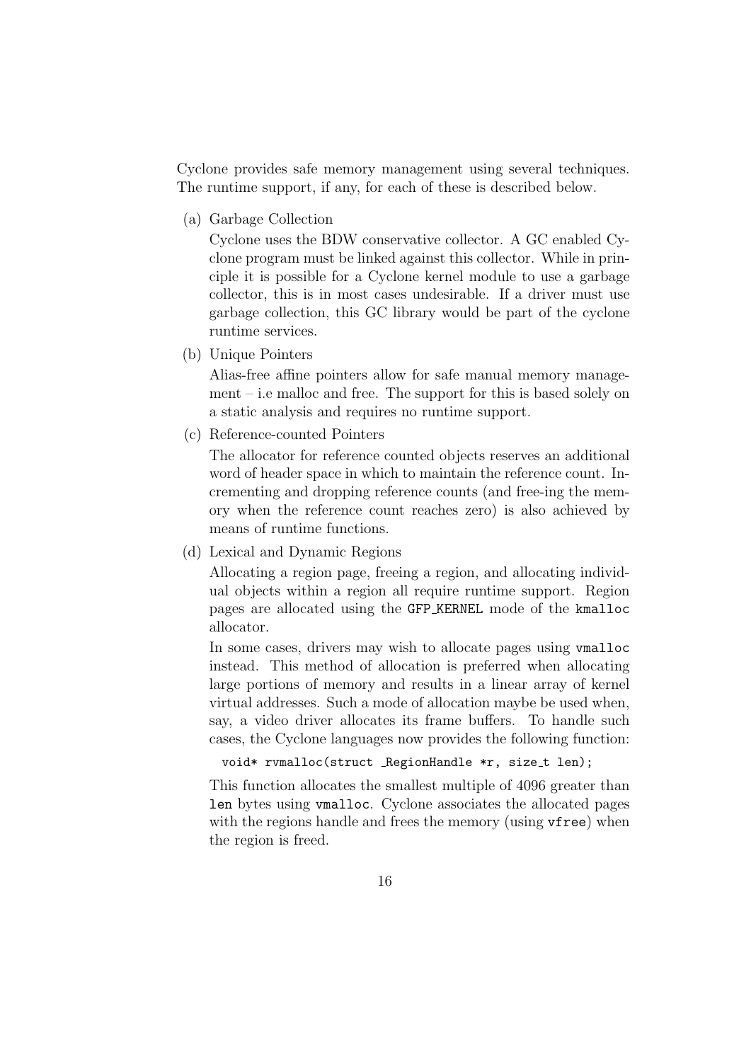Cyclone provides safe memory management using several techniques. The runtime support, if any, for each of these is described below.

(a) Garbage Collection

Cyclone uses the BDW conservative collector. A GC enabled Cyclone program must be linked against this collector. While in principle it is possible for a Cyclone kernel module to use a garbage collector, this is in most cases undesirable. If a driver must use garbage collection, this GC library would be part of the cyclone runtime services.

(b) Unique Pointers

Alias-free affine pointers allow for safe manual memory management – i.e malloc and free. The support for this is based solely on a static analysis and requires no runtime support.

(c) Reference-counted Pointers

The allocator for reference counted objects reserves an additional word of header space in which to maintain the reference count. Incrementing and dropping reference counts (and free-ing the memory when the reference count reaches zero) is also achieved by means of runtime functions.

(d) Lexical and Dynamic Regions

Allocating a region page, freeing a region, and allocating individual objects within a region all require runtime support. Region pages are allocated using the `GFP_KERNEL` mode of the `kmalloc` allocator.

In some cases, drivers may wish to allocate pages using `vmalloc` instead. This method of allocation is preferred when allocating large portions of memory and results in a linear array of kernel virtual addresses. Such a mode of allocation maybe be used when, say, a video driver allocates its frame buffers. To handle such cases, the Cyclone languages now provides the following function:

```
void* rvmalloc(struct _RegionHandle *r, size_t len);
```

This function allocates the smallest multiple of 4096 greater than `len` bytes using `vmalloc`. Cyclone associates the allocated pages with the regions handle and frees the memory (using `vfree`) when the region is freed.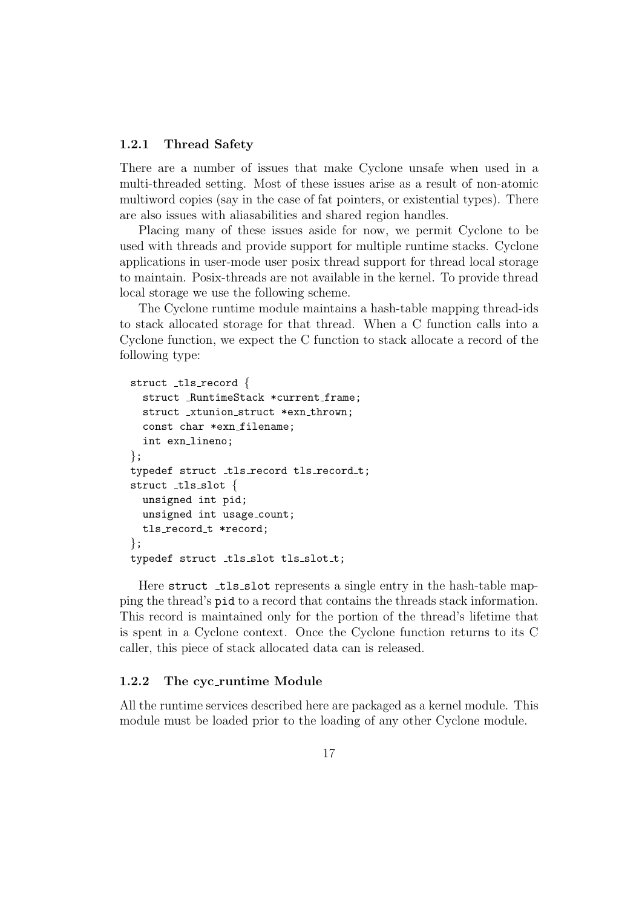### 1.2.1 Thread Safety

There are a number of issues that make Cyclone unsafe when used in a multi-threaded setting. Most of these issues arise as a result of non-atomic multiword copies (say in the case of fat pointers, or existential types). There are also issues with aliasabilities and shared region handles.

Placing many of these issues aside for now, we permit Cyclone to be used with threads and provide support for multiple runtime stacks. Cyclone applications in user-mode user posix thread support for thread local storage to maintain. Posix-threads are not available in the kernel. To provide thread local storage we use the following scheme.

The Cyclone runtime module maintains a hash-table mapping thread-ids to stack allocated storage for that thread. When a C function calls into a Cyclone function, we expect the C function to stack allocate a record of the following type:

```
struct _tls_record {
  struct _RuntimeStack *current_frame;
  struct _xtunion_struct *exn_thrown;
  const char *exn_filename;
  int exn_lineno;
};
typedef struct _tls_record tls_record_t;
struct _tls_slot {
  unsigned int pid;
  unsigned int usage_count;
  tls_record_t *record;
};
typedef struct _tls_slot tls_slot_t;
```

Here `struct _tls_slot` represents a single entry in the hash-table mapping the thread's `pid` to a record that contains the threads stack information. This record is maintained only for the portion of the thread's lifetime that is spent in a Cyclone context. Once the Cyclone function returns to its C caller, this piece of stack allocated data can is released.

### 1.2.2 The cyc_runtime Module

All the runtime services described here are packaged as a kernel module. This module must be loaded prior to the loading of any other Cyclone module.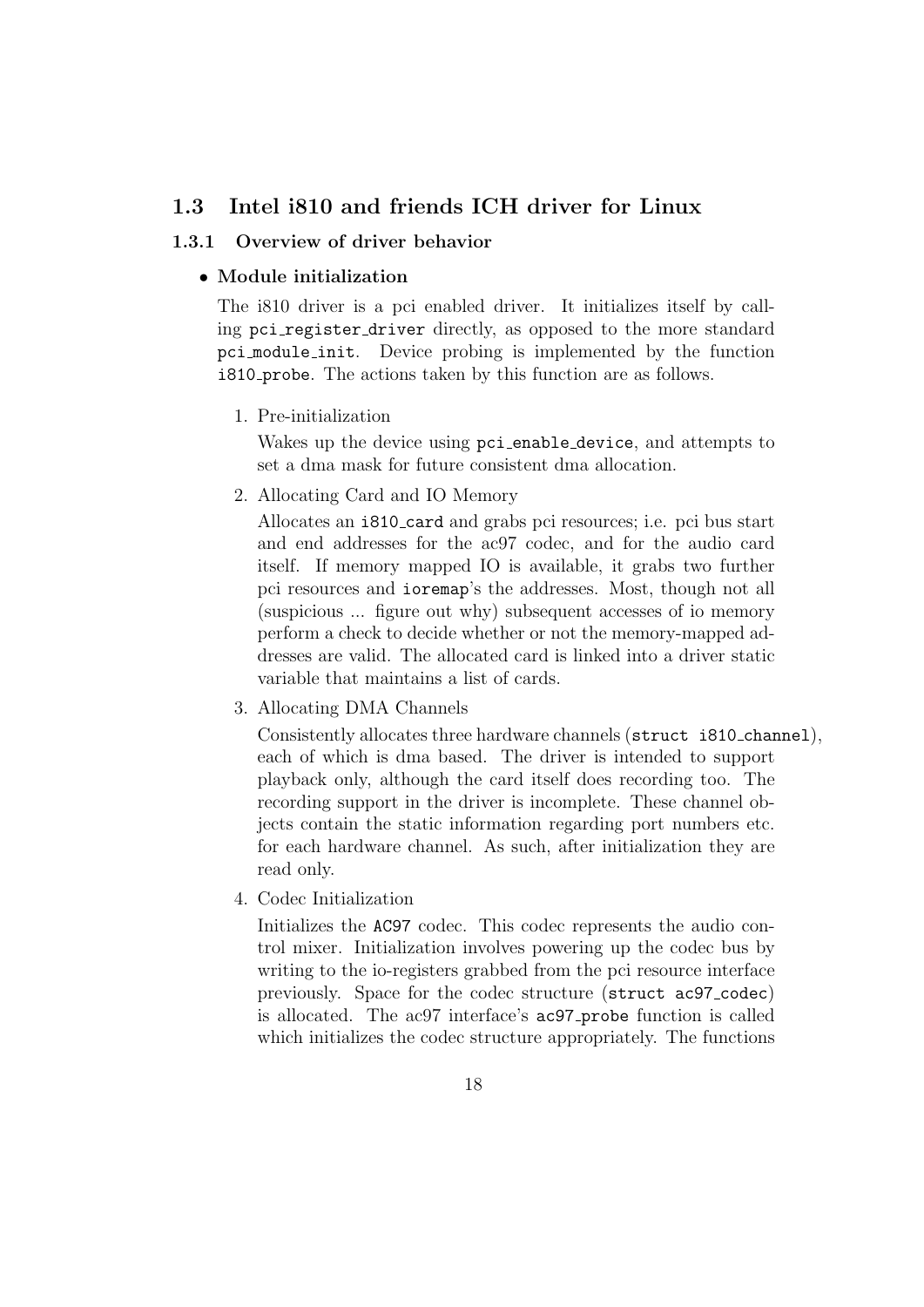## 1.3 Intel i810 and friends ICH driver for Linux

### 1.3.1 Overview of driver behavior

- **Module initialization**

  The i810 driver is a pci enabled driver. It initializes itself by calling `pci_register_driver` directly, as opposed to the more standard `pci_module_init`. Device probing is implemented by the function `i810_probe`. The actions taken by this function are as follows.

  1. Pre-initialization

     Wakes up the device using `pci_enable_device`, and attempts to set a dma mask for future consistent dma allocation.

  2. Allocating Card and IO Memory

     Allocates an `i810_card` and grabs pci resources; i.e. pci bus start and end addresses for the ac97 codec, and for the audio card itself. If memory mapped IO is available, it grabs two further pci resources and `ioremap`'s the addresses. Most, though not all (suspicious ... figure out why) subsequent accesses of io memory perform a check to decide whether or not the memory-mapped addresses are valid. The allocated card is linked into a driver static variable that maintains a list of cards.

  3. Allocating DMA Channels

     Consistently allocates three hardware channels (`struct i810_channel`), each of which is dma based. The driver is intended to support playback only, although the card itself does recording too. The recording support in the driver is incomplete. These channel objects contain the static information regarding port numbers etc. for each hardware channel. As such, after initialization they are read only.

  4. Codec Initialization

     Initializes the `AC97` codec. This codec represents the audio control mixer. Initialization involves powering up the codec bus by writing to the io-registers grabbed from the pci resource interface previously. Space for the codec structure (`struct ac97_codec`) is allocated. The ac97 interface's `ac97_probe` function is called which initializes the codec structure appropriately. The functions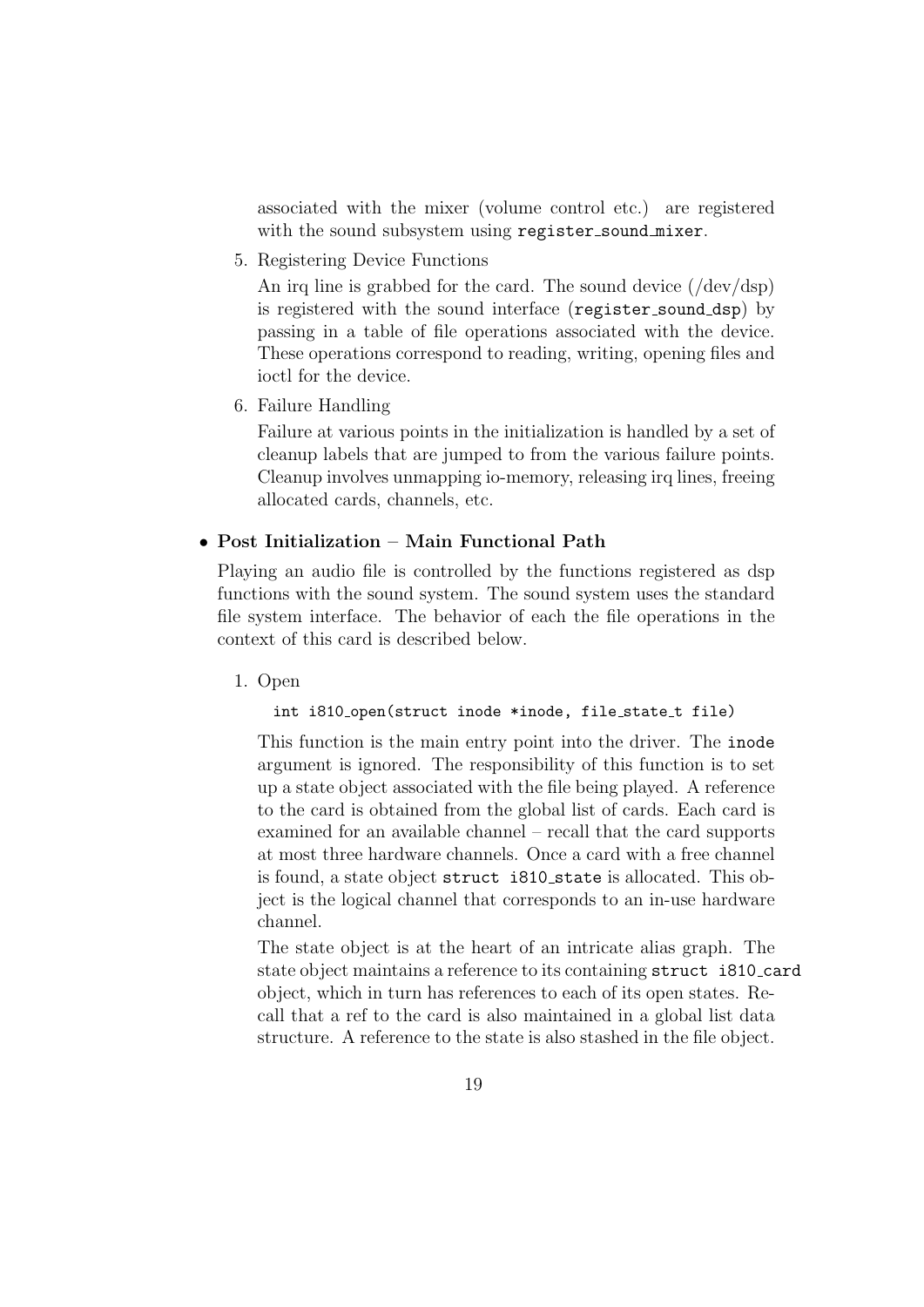associated with the mixer (volume control etc.) are registered with the sound subsystem using `register_sound_mixer`.

5. Registering Device Functions

   An irq line is grabbed for the card. The sound device (/dev/dsp) is registered with the sound interface (`register_sound_dsp`) by passing in a table of file operations associated with the device. These operations correspond to reading, writing, opening files and ioctl for the device.

6. Failure Handling

   Failure at various points in the initialization is handled by a set of cleanup labels that are jumped to from the various failure points. Cleanup involves unmapping io-memory, releasing irq lines, freeing allocated cards, channels, etc.

- **Post Initialization – Main Functional Path**

  Playing an audio file is controlled by the functions registered as dsp functions with the sound system. The sound system uses the standard file system interface. The behavior of each the file operations in the context of this card is described below.

  1. Open

     ```
     int i810_open(struct inode *inode, file_state_t file)
     ```

     This function is the main entry point into the driver. The `inode` argument is ignored. The responsibility of this function is to set up a state object associated with the file being played. A reference to the card is obtained from the global list of cards. Each card is examined for an available channel – recall that the card supports at most three hardware channels. Once a card with a free channel is found, a state object `struct i810_state` is allocated. This object is the logical channel that corresponds to an in-use hardware channel.

     The state object is at the heart of an intricate alias graph. The state object maintains a reference to its containing `struct i810_card` object, which in turn has references to each of its open states. Recall that a ref to the card is also maintained in a global list data structure. A reference to the state is also stashed in the file object.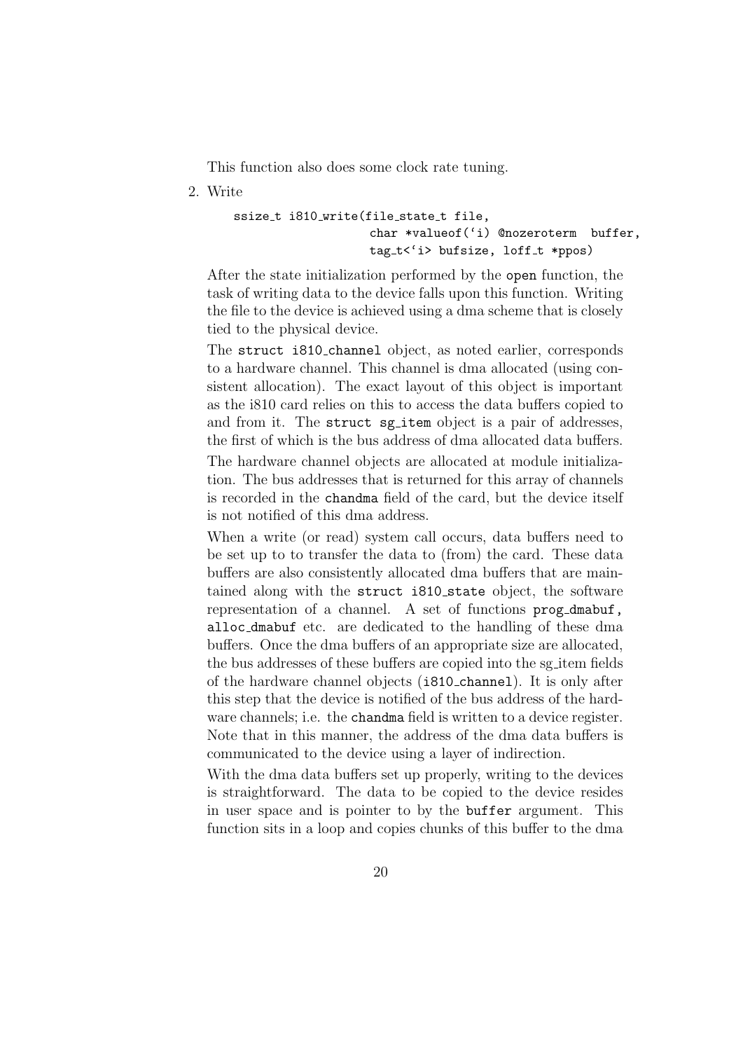This function also does some clock rate tuning.

2. Write

```
ssize_t i810_write(file_state_t file,
                   char *valueof('i) @nozeroterm  buffer,
                   tag_t<'i> bufsize, loff_t *ppos)
```

After the state initialization performed by the `open` function, the task of writing data to the device falls upon this function. Writing the file to the device is achieved using a dma scheme that is closely tied to the physical device.

The `struct i810_channel` object, as noted earlier, corresponds to a hardware channel. This channel is dma allocated (using consistent allocation). The exact layout of this object is important as the i810 card relies on this to access the data buffers copied to and from it. The `struct sg_item` object is a pair of addresses, the first of which is the bus address of dma allocated data buffers.

The hardware channel objects are allocated at module initialization. The bus addresses that is returned for this array of channels is recorded in the `chandma` field of the card, but the device itself is not notified of this dma address.

When a write (or read) system call occurs, data buffers need to be set up to to transfer the data to (from) the card. These data buffers are also consistently allocated dma buffers that are maintained along with the `struct i810_state` object, the software representation of a channel. A set of functions `prog_dmabuf, alloc_dmabuf` etc. are dedicated to the handling of these dma buffers. Once the dma buffers of an appropriate size are allocated, the bus addresses of these buffers are copied into the sg_item fields of the hardware channel objects (`i810_channel`). It is only after this step that the device is notified of the bus address of the hardware channels; i.e. the `chandma` field is written to a device register. Note that in this manner, the address of the dma data buffers is communicated to the device using a layer of indirection.

With the dma data buffers set up properly, writing to the devices is straightforward. The data to be copied to the device resides in user space and is pointer to by the `buffer` argument. This function sits in a loop and copies chunks of this buffer to the dma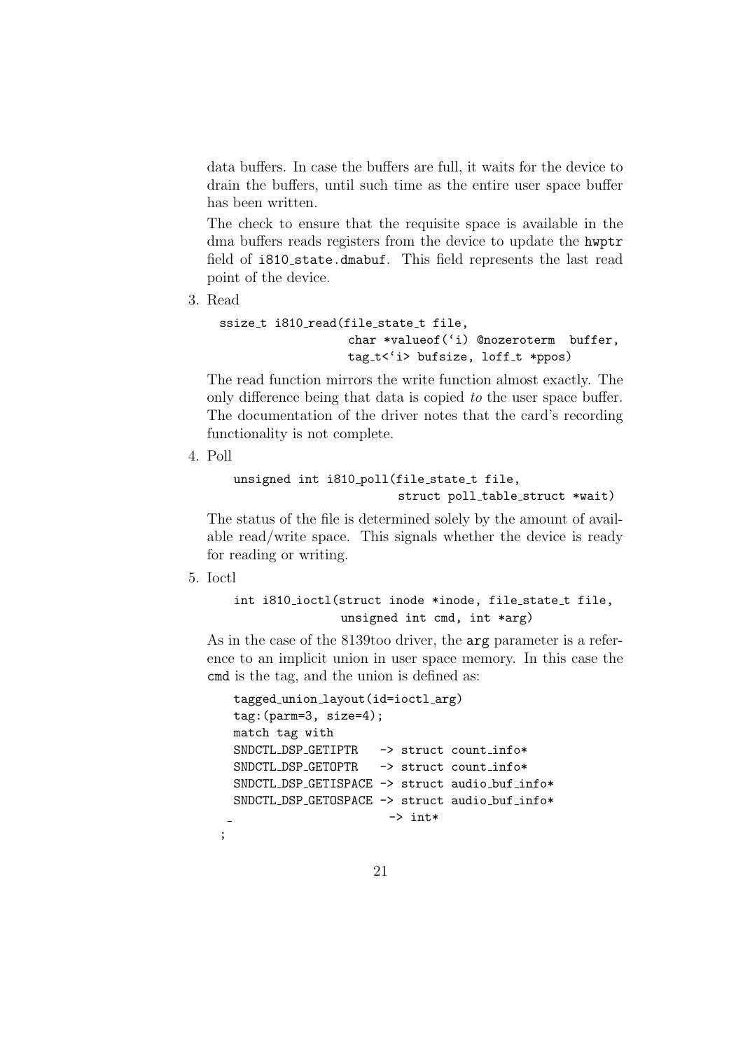data buffers. In case the buffers are full, it waits for the device to drain the buffers, until such time as the entire user space buffer has been written.

The check to ensure that the requisite space is available in the dma buffers reads registers from the device to update the `hwptr` field of `i810_state.dmabuf`. This field represents the last read point of the device.

3. Read

```
ssize_t i810_read(file_state_t file,
                  char *valueof(`i) @nozeroterm  buffer,
                  tag_t<`i> bufsize, loff_t *ppos)
```

The read function mirrors the write function almost exactly. The only difference being that data is copied *to* the user space buffer. The documentation of the driver notes that the card's recording functionality is not complete.

4. Poll

```
unsigned int i810_poll(file_state_t file,
                       struct poll_table_struct *wait)
```

The status of the file is determined solely by the amount of available read/write space. This signals whether the device is ready for reading or writing.

5. Ioctl

```
int i810_ioctl(struct inode *inode, file_state_t file,
               unsigned int cmd, int *arg)
```

As in the case of the 8139too driver, the `arg` parameter is a reference to an implicit union in user space memory. In this case the `cmd` is the tag, and the union is defined as:

```
tagged_union_layout(id=ioctl_arg)
tag:(parm=3, size=4);
match tag with
SNDCTL_DSP_GETIPTR   -> struct count_info*
SNDCTL_DSP_GETOPTR   -> struct count_info*
SNDCTL_DSP_GETISPACE -> struct audio_buf_info*
SNDCTL_DSP_GETOSPACE -> struct audio_buf_info*
_                    -> int*
;
```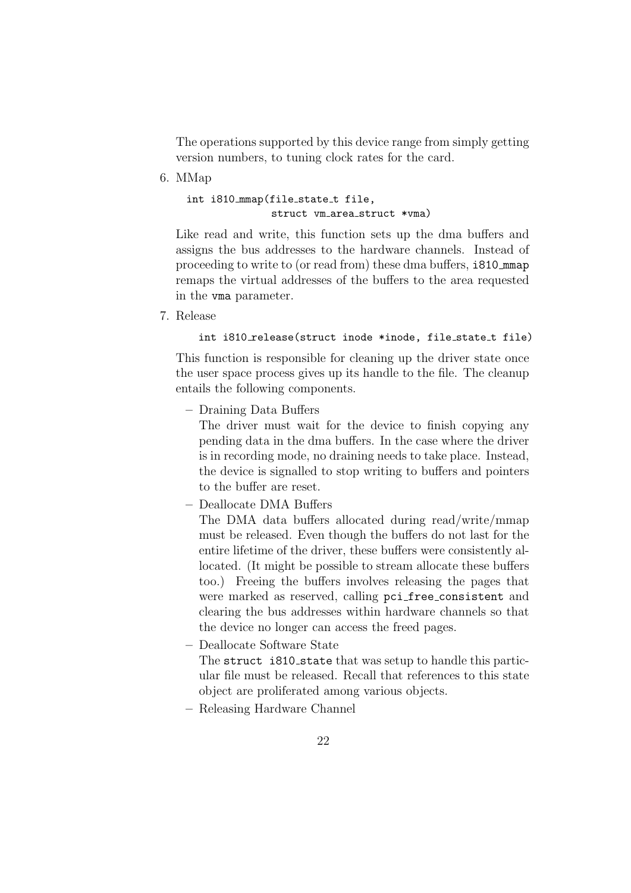The operations supported by this device range from simply getting version numbers, to tuning clock rates for the card.

6. MMap

   ```
   int i810_mmap(file_state_t file,
                 struct vm_area_struct *vma)
   ```

   Like read and write, this function sets up the dma buffers and assigns the bus addresses to the hardware channels. Instead of proceeding to write to (or read from) these dma buffers, `i810_mmap` remaps the virtual addresses of the buffers to the area requested in the `vma` parameter.

7. Release

   ```
   int i810_release(struct inode *inode, file_state_t file)
   ```

   This function is responsible for cleaning up the driver state once the user space process gives up its handle to the file. The cleanup entails the following components.

   – Draining Data Buffers
     The driver must wait for the device to finish copying any pending data in the dma buffers. In the case where the driver is in recording mode, no draining needs to take place. Instead, the device is signalled to stop writing to buffers and pointers to the buffer are reset.

   – Deallocate DMA Buffers
     The DMA data buffers allocated during read/write/mmap must be released. Even though the buffers do not last for the entire lifetime of the driver, these buffers were consistently allocated. (It might be possible to stream allocate these buffers too.) Freeing the buffers involves releasing the pages that were marked as reserved, calling `pci_free_consistent` and clearing the bus addresses within hardware channels so that the device no longer can access the freed pages.

   – Deallocate Software State
     The `struct i810_state` that was setup to handle this particular file must be released. Recall that references to this state object are proliferated among various objects.

   – Releasing Hardware Channel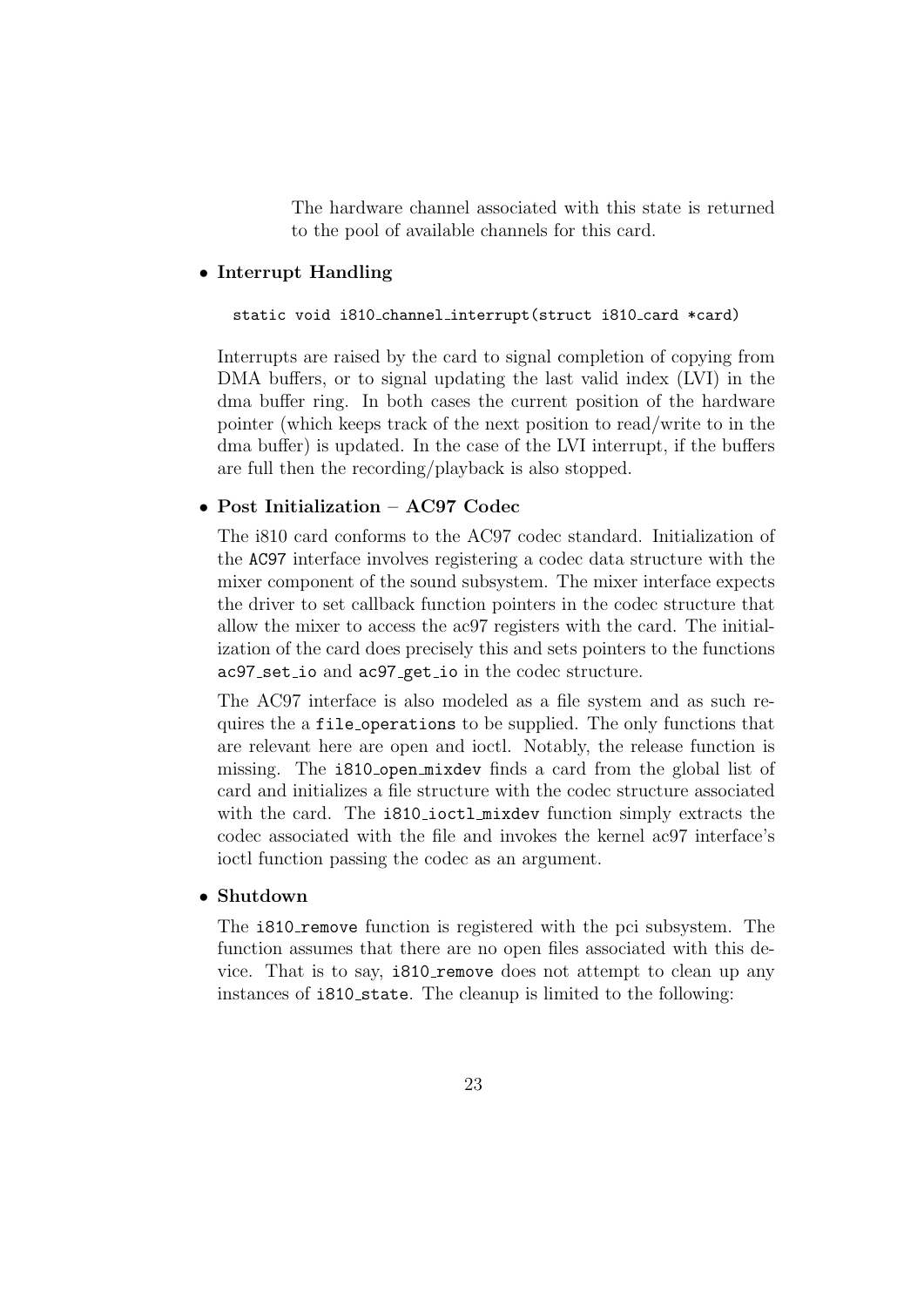The hardware channel associated with this state is returned to the pool of available channels for this card.

- **Interrupt Handling**

  ```
  static void i810_channel_interrupt(struct i810_card *card)
  ```

  Interrupts are raised by the card to signal completion of copying from DMA buffers, or to signal updating the last valid index (LVI) in the dma buffer ring. In both cases the current position of the hardware pointer (which keeps track of the next position to read/write to in the dma buffer) is updated. In the case of the LVI interrupt, if the buffers are full then the recording/playback is also stopped.

- **Post Initialization – AC97 Codec**

  The i810 card conforms to the AC97 codec standard. Initialization of the `AC97` interface involves registering a codec data structure with the mixer component of the sound subsystem. The mixer interface expects the driver to set callback function pointers in the codec structure that allow the mixer to access the ac97 registers with the card. The initialization of the card does precisely this and sets pointers to the functions `ac97_set_io` and `ac97_get_io` in the codec structure.

  The AC97 interface is also modeled as a file system and as such requires the a `file_operations` to be supplied. The only functions that are relevant here are open and ioctl. Notably, the release function is missing. The `i810_open_mixdev` finds a card from the global list of card and initializes a file structure with the codec structure associated with the card. The `i810_ioctl_mixdev` function simply extracts the codec associated with the file and invokes the kernel ac97 interface's ioctl function passing the codec as an argument.

- **Shutdown**

  The `i810_remove` function is registered with the pci subsystem. The function assumes that there are no open files associated with this device. That is to say, `i810_remove` does not attempt to clean up any instances of `i810_state`. The cleanup is limited to the following: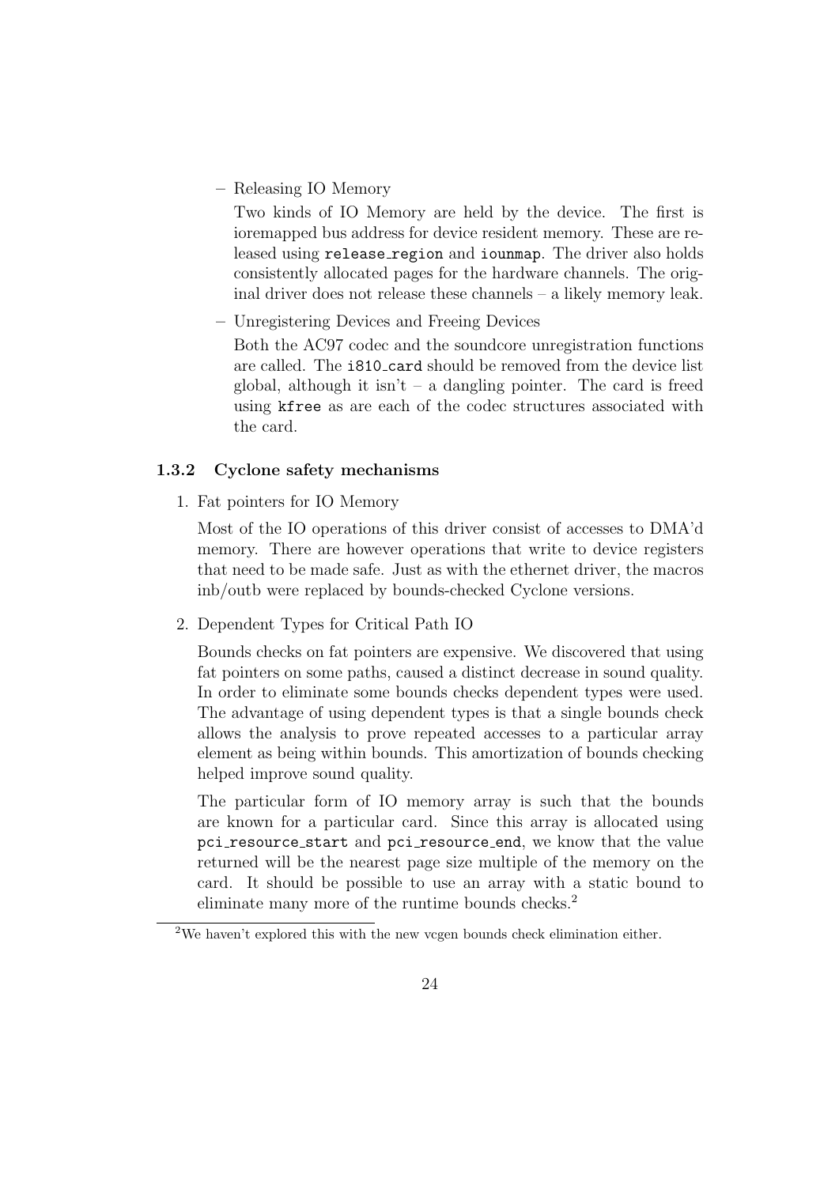- Releasing IO Memory

  Two kinds of IO Memory are held by the device. The first is ioremapped bus address for device resident memory. These are released using `release_region` and `iounmap`. The driver also holds consistently allocated pages for the hardware channels. The original driver does not release these channels – a likely memory leak.

- Unregistering Devices and Freeing Devices

  Both the AC97 codec and the soundcore unregistration functions are called. The `i810_card` should be removed from the device list global, although it isn't – a dangling pointer. The card is freed using `kfree` as are each of the codec structures associated with the card.

### 1.3.2 Cyclone safety mechanisms

1. Fat pointers for IO Memory

   Most of the IO operations of this driver consist of accesses to DMA'd memory. There are however operations that write to device registers that need to be made safe. Just as with the ethernet driver, the macros inb/outb were replaced by bounds-checked Cyclone versions.

2. Dependent Types for Critical Path IO

   Bounds checks on fat pointers are expensive. We discovered that using fat pointers on some paths, caused a distinct decrease in sound quality. In order to eliminate some bounds checks dependent types were used. The advantage of using dependent types is that a single bounds check allows the analysis to prove repeated accesses to a particular array element as being within bounds. This amortization of bounds checking helped improve sound quality.

   The particular form of IO memory array is such that the bounds are known for a particular card. Since this array is allocated using `pci_resource_start` and `pci_resource_end`, we know that the value returned will be the nearest page size multiple of the memory on the card. It should be possible to use an array with a static bound to eliminate many more of the runtime bounds checks.[2]

[2]We haven't explored this with the new vcgen bounds check elimination either.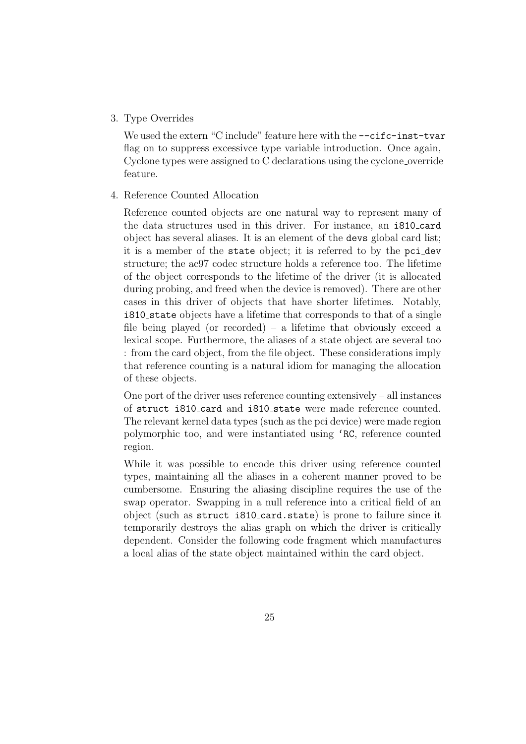3. Type Overrides

   We used the extern "C include" feature here with the `--cifc-inst-tvar` flag on to suppress excessivce type variable introduction. Once again, Cyclone types were assigned to C declarations using the cyclone_override feature.

4. Reference Counted Allocation

   Reference counted objects are one natural way to represent many of the data structures used in this driver. For instance, an `i810_card` object has several aliases. It is an element of the `devs` global card list; it is a member of the `state` object; it is referred to by the `pci_dev` structure; the ac97 codec structure holds a reference too. The lifetime of the object corresponds to the lifetime of the driver (it is allocated during probing, and freed when the device is removed). There are other cases in this driver of objects that have shorter lifetimes. Notably, `i810_state` objects have a lifetime that corresponds to that of a single file being played (or recorded) – a lifetime that obviously exceed a lexical scope. Furthermore, the aliases of a state object are several too : from the card object, from the file object. These considerations imply that reference counting is a natural idiom for managing the allocation of these objects.

   One port of the driver uses reference counting extensively – all instances of `struct i810_card` and `i810_state` were made reference counted. The relevant kernel data types (such as the pci device) were made region polymorphic too, and were instantiated using `'RC`, reference counted region.

   While it was possible to encode this driver using reference counted types, maintaining all the aliases in a coherent manner proved to be cumbersome. Ensuring the aliasing discipline requires the use of the swap operator. Swapping in a null reference into a critical field of an object (such as `struct i810_card.state`) is prone to failure since it temporarily destroys the alias graph on which the driver is critically dependent. Consider the following code fragment which manufactures a local alias of the state object maintained within the card object.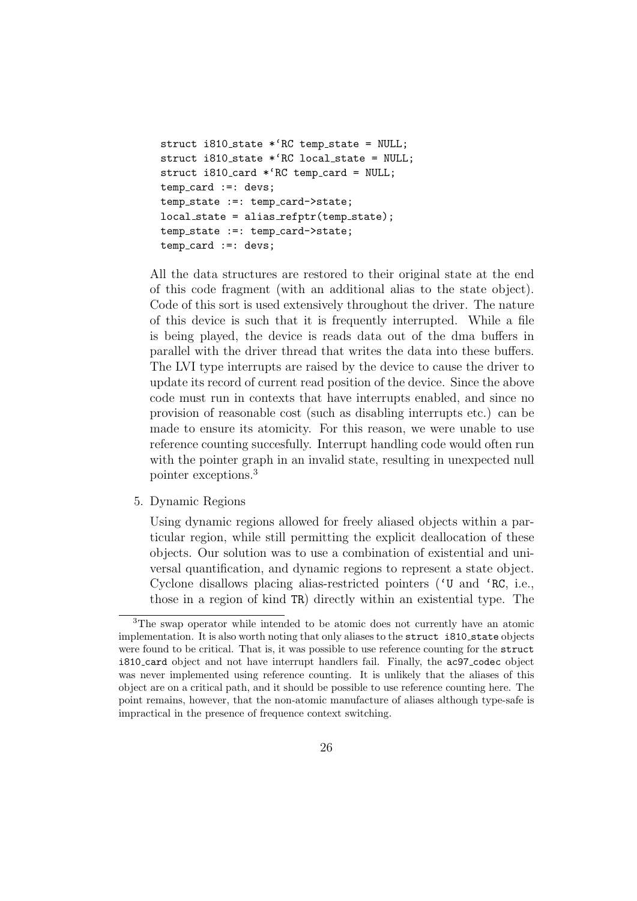```
struct i810_state *`RC temp_state = NULL;
struct i810_state *`RC local_state = NULL;
struct i810_card *`RC temp_card = NULL;
temp_card :=: devs;
temp_state :=: temp_card->state;
local_state = alias_refptr(temp_state);
temp_state :=: temp_card->state;
temp_card :=: devs;
```

All the data structures are restored to their original state at the end of this code fragment (with an additional alias to the state object). Code of this sort is used extensively throughout the driver. The nature of this device is such that it is frequently interrupted. While a file is being played, the device is reads data out of the dma buffers in parallel with the driver thread that writes the data into these buffers. The LVI type interrupts are raised by the device to cause the driver to update its record of current read position of the device. Since the above code must run in contexts that have interrupts enabled, and since no provision of reasonable cost (such as disabling interrupts etc.) can be made to ensure its atomicity. For this reason, we were unable to use reference counting succesfully. Interrupt handling code would often run with the pointer graph in an invalid state, resulting in unexpected null pointer exceptions.[3]

5. Dynamic Regions

   Using dynamic regions allowed for freely aliased objects within a particular region, while still permitting the explicit deallocation of these objects. Our solution was to use a combination of existential and universal quantification, and dynamic regions to represent a state object. Cyclone disallows placing alias-restricted pointers (`U and `RC, i.e., those in a region of kind TR) directly within an existential type. The

[3]The swap operator while intended to be atomic does not currently have an atomic implementation. It is also worth noting that only aliases to the struct i810_state objects were found to be critical. That is, it was possible to use reference counting for the struct i810_card object and not have interrupt handlers fail. Finally, the ac97_codec object was never implemented using reference counting. It is unlikely that the aliases of this object are on a critical path, and it should be possible to use reference counting here. The point remains, however, that the non-atomic manufacture of aliases although type-safe is impractical in the presence of frequence context switching.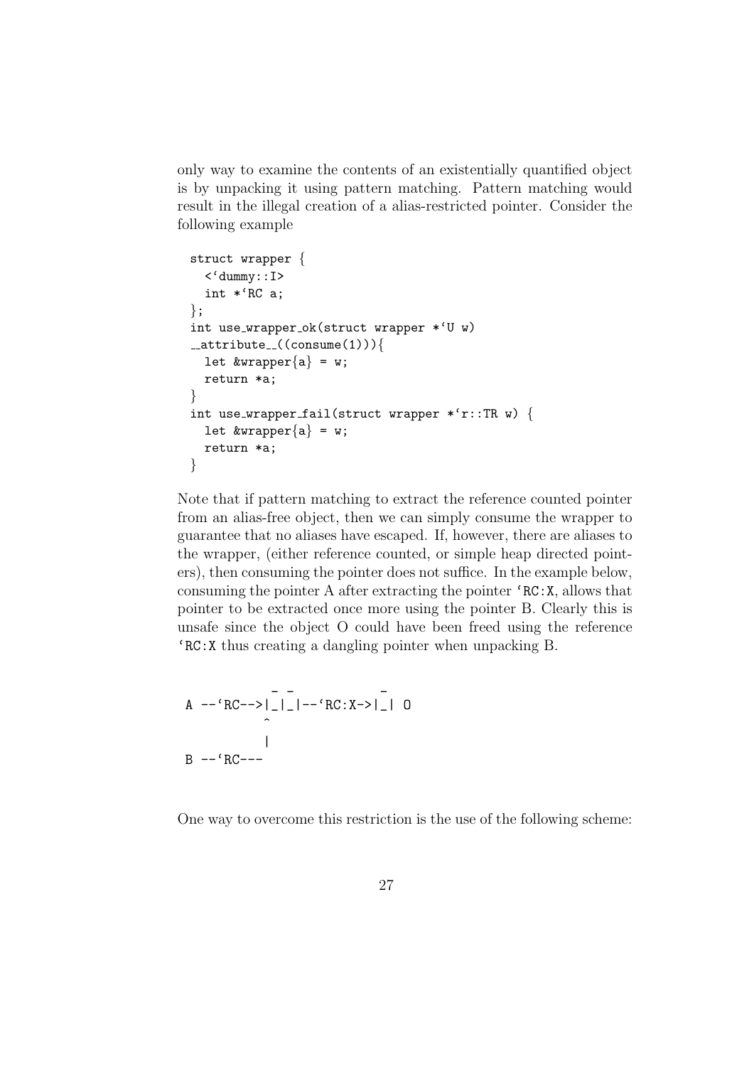only way to examine the contents of an existentially quantified object is by unpacking it using pattern matching. Pattern matching would result in the illegal creation of a alias-restricted pointer. Consider the following example

```
struct wrapper {
  <`dummy::I>
  int *`RC a;
};
int use_wrapper_ok(struct wrapper *`U w)
__attribute__((consume(1))){
  let &wrapper{a} = w;
  return *a;
}
int use_wrapper_fail(struct wrapper *`r::TR w) {
  let &wrapper{a} = w;
  return *a;
}
```

Note that if pattern matching to extract the reference counted pointer from an alias-free object, then we can simply consume the wrapper to guarantee that no aliases have escaped. If, however, there are aliases to the wrapper, (either reference counted, or simple heap directed pointers), then consuming the pointer does not suffice. In the example below, consuming the pointer A after extracting the pointer `RC:X`, allows that pointer to be extracted once more using the pointer B. Clearly this is unsafe since the object O could have been freed using the reference `RC:X` thus creating a dangling pointer when unpacking B.

```
           _ _          _
A --`RC-->|_|_|--`RC:X->|_| O
           ^
           |
B --`RC---
```

One way to overcome this restriction is the use of the following scheme: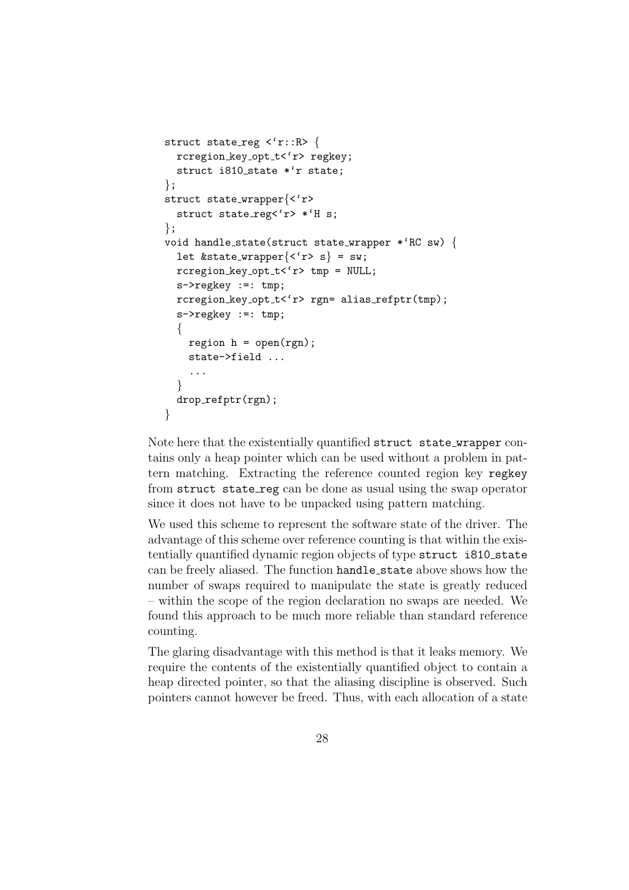```
struct state_reg <`r::R> {
  rcregion_key_opt_t<`r> regkey;
  struct i810_state *`r state;
};
struct state_wrapper{<`r>
  struct state_reg<`r> *`H s;
};
void handle_state(struct state_wrapper *`RC sw) {
  let &state_wrapper{<`r> s} = sw;
  rcregion_key_opt_t<`r> tmp = NULL;
  s->regkey :=: tmp;
  rcregion_key_opt_t<`r> rgn= alias_refptr(tmp);
  s->regkey :=: tmp;
  {
    region h = open(rgn);
    state->field ...
    ...
  }
  drop_refptr(rgn);
}
```

Note here that the existentially quantified `struct state_wrapper` contains only a heap pointer which can be used without a problem in pattern matching. Extracting the reference counted region key `regkey` from `struct state_reg` can be done as usual using the swap operator since it does not have to be unpacked using pattern matching.

We used this scheme to represent the software state of the driver. The advantage of this scheme over reference counting is that within the existentially quantified dynamic region objects of type `struct i810_state` can be freely aliased. The function `handle_state` above shows how the number of swaps required to manipulate the state is greatly reduced – within the scope of the region declaration no swaps are needed. We found this approach to be much more reliable than standard reference counting.

The glaring disadvantage with this method is that it leaks memory. We require the contents of the existentially quantified object to contain a heap directed pointer, so that the aliasing discipline is observed. Such pointers cannot however be freed. Thus, with each allocation of a state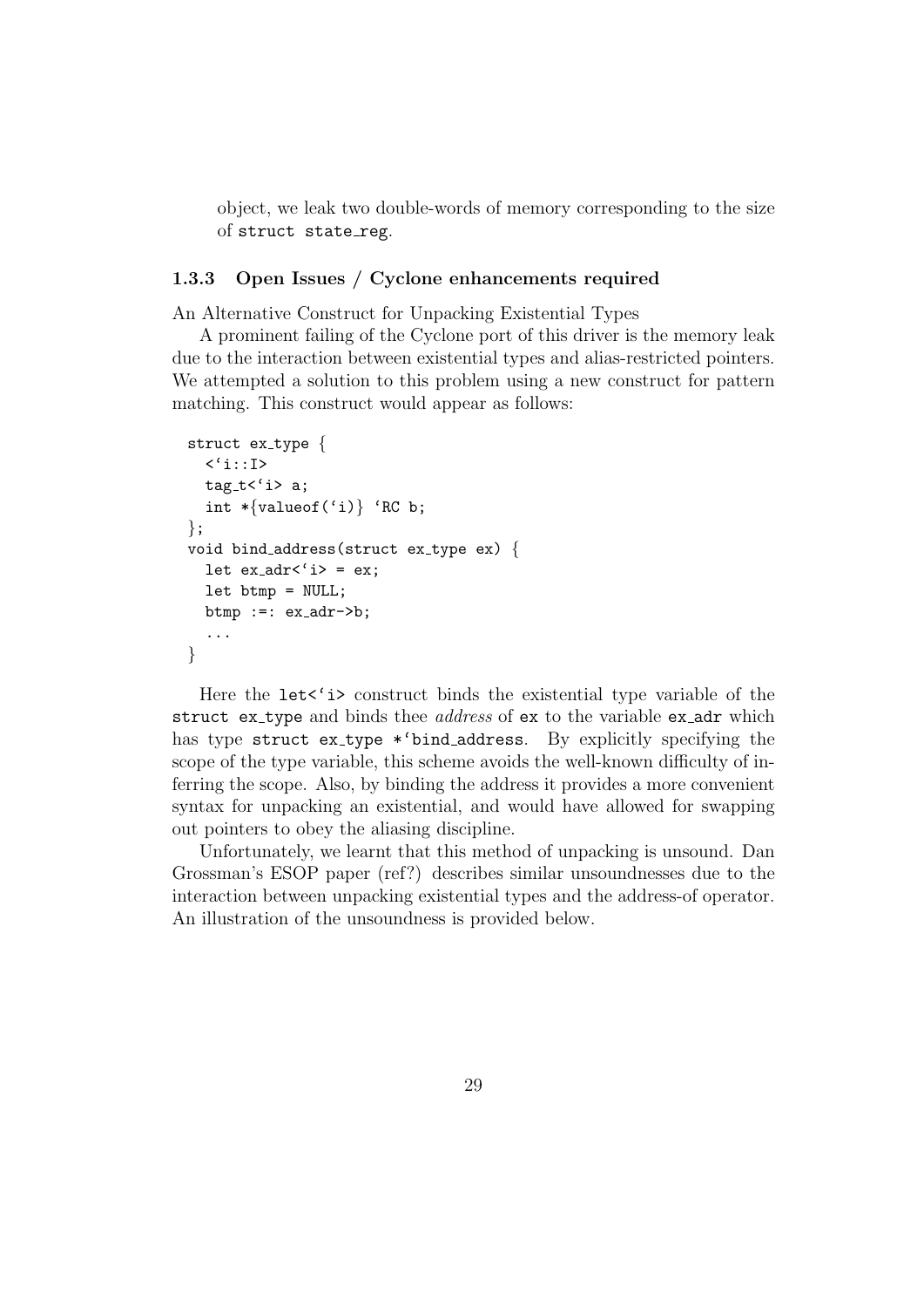object, we leak two double-words of memory corresponding to the size of `struct state_reg`.

### 1.3.3 Open Issues / Cyclone enhancements required

An Alternative Construct for Unpacking Existential Types

A prominent failing of the Cyclone port of this driver is the memory leak due to the interaction between existential types and alias-restricted pointers. We attempted a solution to this problem using a new construct for pattern matching. This construct would appear as follows:

```
struct ex_type {
  <`i::I>
  tag_t<`i> a;
  int *{valueof(`i)} `RC b;
};
void bind_address(struct ex_type ex) {
  let ex_adr<`i> = ex;
  let btmp = NULL;
  btmp :=: ex_adr->b;
  ...
}
```

Here the `let<`i>` construct binds the existential type variable of the `struct ex_type` and binds thee *address* of `ex` to the variable `ex_adr` which has type `struct ex_type *`bind_address`. By explicitly specifying the scope of the type variable, this scheme avoids the well-known difficulty of inferring the scope. Also, by binding the address it provides a more convenient syntax for unpacking an existential, and would have allowed for swapping out pointers to obey the aliasing discipline.

Unfortunately, we learnt that this method of unpacking is unsound. Dan Grossman's ESOP paper (ref?) describes similar unsoundnesses due to the interaction between unpacking existential types and the address-of operator. An illustration of the unsoundness is provided below.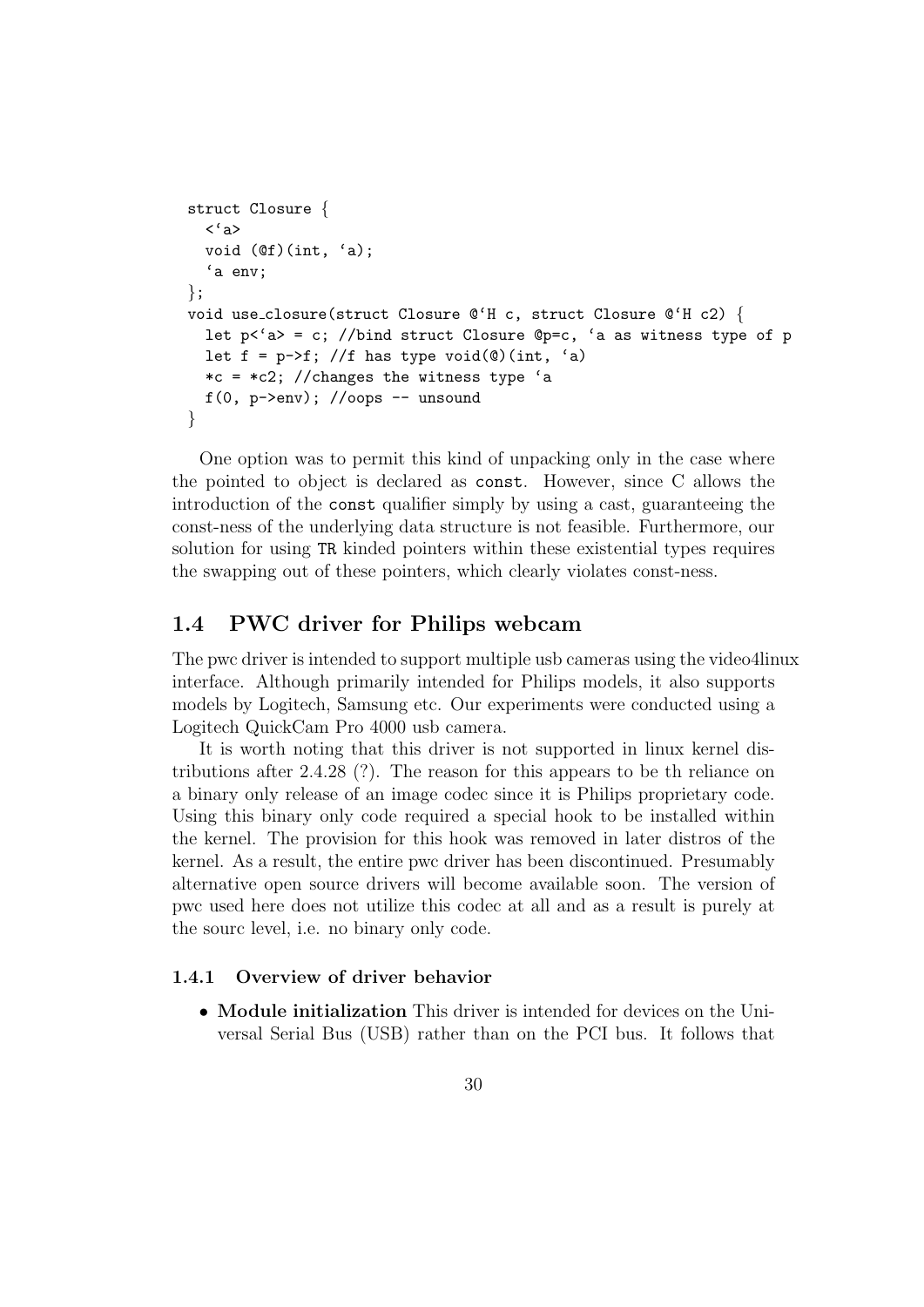```
struct Closure {
  <`a>
  void (@f)(int, `a);
  `a env;
};
void use_closure(struct Closure @`H c, struct Closure @`H c2) {
  let p<`a> = c; //bind struct Closure @p=c, `a as witness type of p
  let f = p->f; //f has type void(@)(int, `a)
  *c = *c2; //changes the witness type `a
  f(0, p->env); //oops -- unsound
}
```

One option was to permit this kind of unpacking only in the case where the pointed to object is declared as `const`. However, since C allows the introduction of the `const` qualifier simply by using a cast, guaranteeing the const-ness of the underlying data structure is not feasible. Furthermore, our solution for using `TR` kinded pointers within these existential types requires the swapping out of these pointers, which clearly violates const-ness.

## 1.4 PWC driver for Philips webcam

The pwc driver is intended to support multiple usb cameras using the video4linux interface. Although primarily intended for Philips models, it also supports models by Logitech, Samsung etc. Our experiments were conducted using a Logitech QuickCam Pro 4000 usb camera.

It is worth noting that this driver is not supported in linux kernel distributions after 2.4.28 (?). The reason for this appears to be th reliance on a binary only release of an image codec since it is Philips proprietary code. Using this binary only code required a special hook to be installed within the kernel. The provision for this hook was removed in later distros of the kernel. As a result, the entire pwc driver has been discontinued. Presumably alternative open source drivers will become available soon. The version of pwc used here does not utilize this codec at all and as a result is purely at the sourc level, i.e. no binary only code.

### 1.4.1 Overview of driver behavior

- **Module initialization** This driver is intended for devices on the Universal Serial Bus (USB) rather than on the PCI bus. It follows that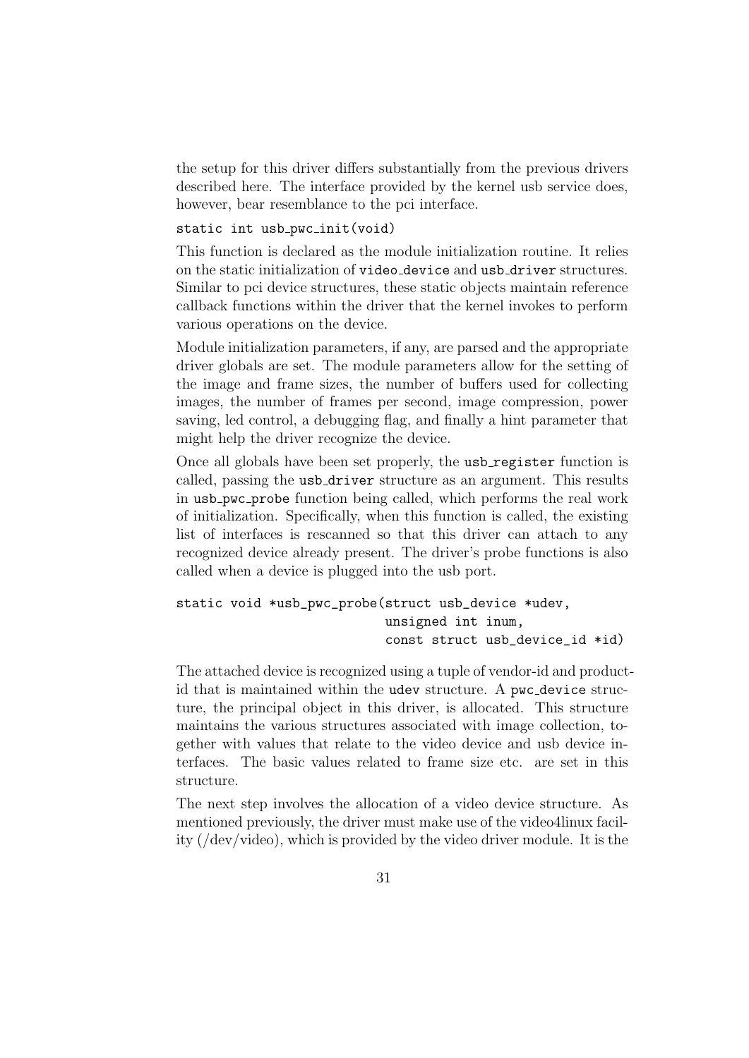the setup for this driver differs substantially from the previous drivers described here. The interface provided by the kernel usb service does, however, bear resemblance to the pci interface.

```
static int usb_pwc_init(void)
```

This function is declared as the module initialization routine. It relies on the static initialization of `video_device` and `usb_driver` structures. Similar to pci device structures, these static objects maintain reference callback functions within the driver that the kernel invokes to perform various operations on the device.

Module initialization parameters, if any, are parsed and the appropriate driver globals are set. The module parameters allow for the setting of the image and frame sizes, the number of buffers used for collecting images, the number of frames per second, image compression, power saving, led control, a debugging flag, and finally a hint parameter that might help the driver recognize the device.

Once all globals have been set properly, the `usb_register` function is called, passing the `usb_driver` structure as an argument. This results in `usb_pwc_probe` function being called, which performs the real work of initialization. Specifically, when this function is called, the existing list of interfaces is rescanned so that this driver can attach to any recognized device already present. The driver's probe functions is also called when a device is plugged into the usb port.

```
static void *usb_pwc_probe(struct usb_device *udev,
                           unsigned int inum,
                           const struct usb_device_id *id)
```

The attached device is recognized using a tuple of vendor-id and product-id that is maintained within the `udev` structure. A `pwc_device` structure, the principal object in this driver, is allocated. This structure maintains the various structures associated with image collection, together with values that relate to the video device and usb device interfaces. The basic values related to frame size etc. are set in this structure.

The next step involves the allocation of a video device structure. As mentioned previously, the driver must make use of the video4linux facility (/dev/video), which is provided by the video driver module. It is the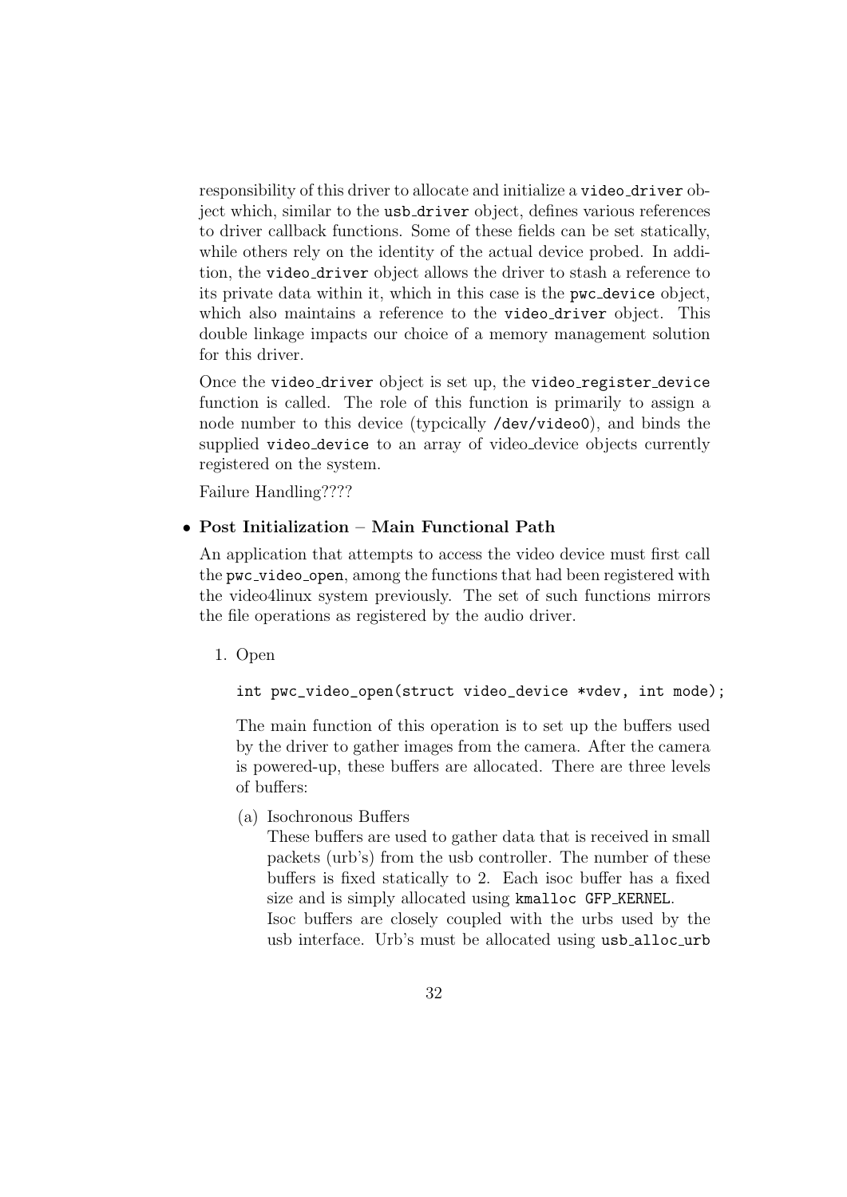responsibility of this driver to allocate and initialize a `video_driver` object which, similar to the `usb_driver` object, defines various references to driver callback functions. Some of these fields can be set statically, while others rely on the identity of the actual device probed. In addition, the `video_driver` object allows the driver to stash a reference to its private data within it, which in this case is the `pwc_device` object, which also maintains a reference to the `video_driver` object. This double linkage impacts our choice of a memory management solution for this driver.

Once the `video_driver` object is set up, the `video_register_device` function is called. The role of this function is primarily to assign a node number to this device (typcically `/dev/video0`), and binds the supplied `video_device` to an array of video_device objects currently registered on the system.

Failure Handling????

- **Post Initialization – Main Functional Path**

  An application that attempts to access the video device must first call the `pwc_video_open`, among the functions that had been registered with the video4linux system previously. The set of such functions mirrors the file operations as registered by the audio driver.

  1. Open

     ```
     int pwc_video_open(struct video_device *vdev, int mode);
     ```

     The main function of this operation is to set up the buffers used by the driver to gather images from the camera. After the camera is powered-up, these buffers are allocated. There are three levels of buffers:

     (a) Isochronous Buffers
     These buffers are used to gather data that is received in small packets (urb's) from the usb controller. The number of these buffers is fixed statically to 2. Each isoc buffer has a fixed size and is simply allocated using `kmalloc GFP_KERNEL`.
     Isoc buffers are closely coupled with the urbs used by the usb interface. Urb's must be allocated using `usb_alloc_urb`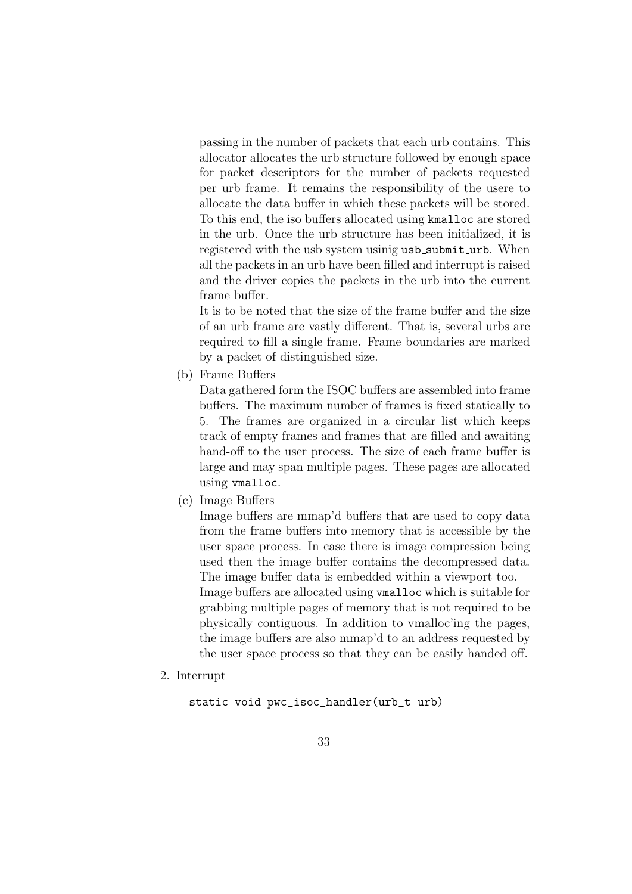passing in the number of packets that each urb contains. This allocator allocates the urb structure followed by enough space for packet descriptors for the number of packets requested per urb frame. It remains the responsibility of the usere to allocate the data buffer in which these packets will be stored. To this end, the iso buffers allocated using `kmalloc` are stored in the urb. Once the urb structure has been initialized, it is registered with the usb system usinig `usb_submit_urb`. When all the packets in an urb have been filled and interrupt is raised and the driver copies the packets in the urb into the current frame buffer.

It is to be noted that the size of the frame buffer and the size of an urb frame are vastly different. That is, several urbs are required to fill a single frame. Frame boundaries are marked by a packet of distinguished size.

(b) Frame Buffers

Data gathered form the ISOC buffers are assembled into frame buffers. The maximum number of frames is fixed statically to 5. The frames are organized in a circular list which keeps track of empty frames and frames that are filled and awaiting hand-off to the user process. The size of each frame buffer is large and may span multiple pages. These pages are allocated using `vmalloc`.

(c) Image Buffers

Image buffers are mmap'd buffers that are used to copy data from the frame buffers into memory that is accessible by the user space process. In case there is image compression being used then the image buffer contains the decompressed data. The image buffer data is embedded within a viewport too.

Image buffers are allocated using `vmalloc` which is suitable for grabbing multiple pages of memory that is not required to be physically contiguous. In addition to vmalloc'ing the pages, the image buffers are also mmap'd to an address requested by the user space process so that they can be easily handed off.

2. Interrupt

```
static void pwc_isoc_handler(urb_t urb)
```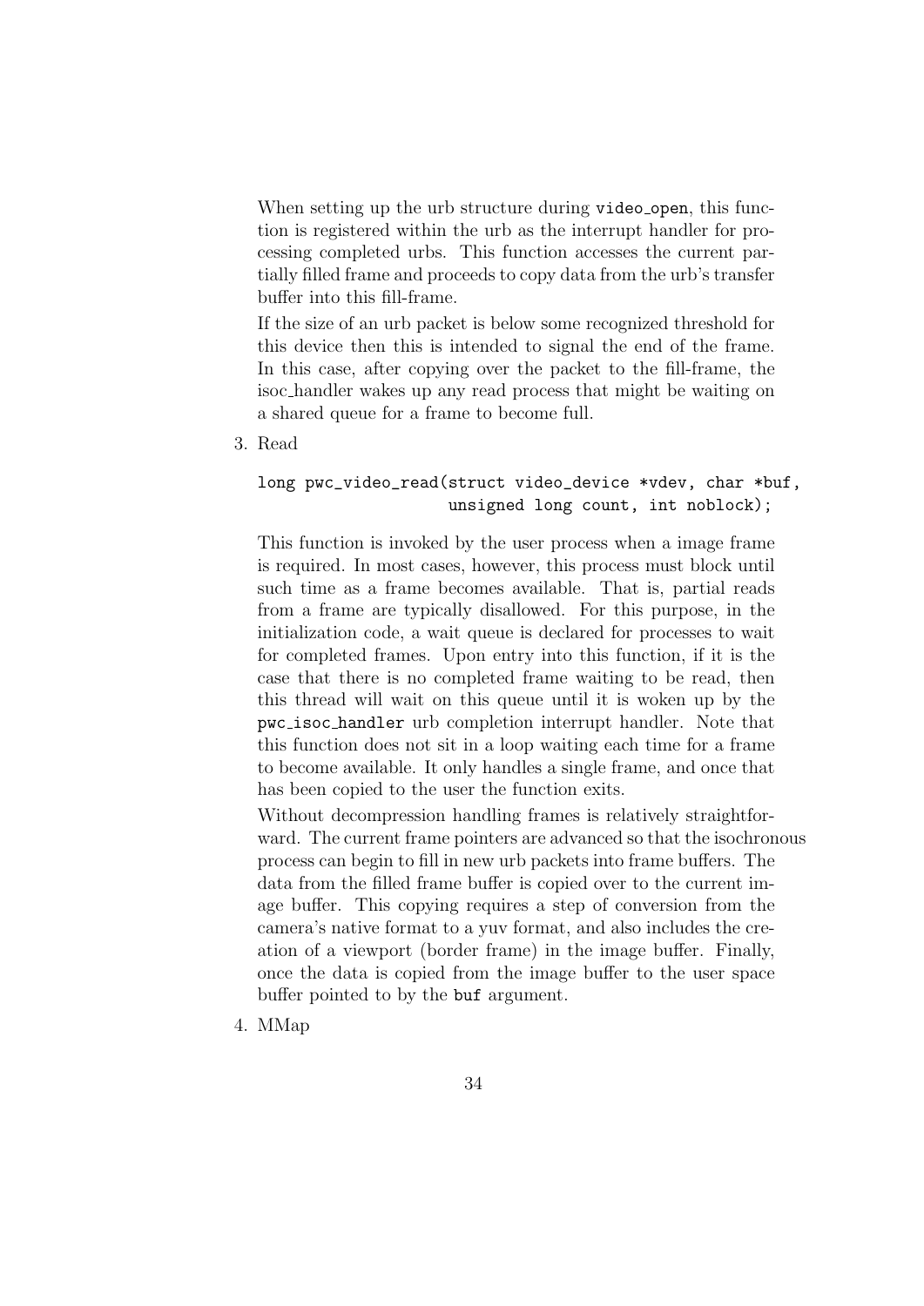When setting up the urb structure during `video_open`, this function is registered within the urb as the interrupt handler for processing completed urbs. This function accesses the current partially filled frame and proceeds to copy data from the urb's transfer buffer into this fill-frame.

If the size of an urb packet is below some recognized threshold for this device then this is intended to signal the end of the frame. In this case, after copying over the packet to the fill-frame, the isoc_handler wakes up any read process that might be waiting on a shared queue for a frame to become full.

3. Read

```
long pwc_video_read(struct video_device *vdev, char *buf,
                    unsigned long count, int noblock);
```

This function is invoked by the user process when a image frame is required. In most cases, however, this process must block until such time as a frame becomes available. That is, partial reads from a frame are typically disallowed. For this purpose, in the initialization code, a wait queue is declared for processes to wait for completed frames. Upon entry into this function, if it is the case that there is no completed frame waiting to be read, then this thread will wait on this queue until it is woken up by the `pwc_isoc_handler` urb completion interrupt handler. Note that this function does not sit in a loop waiting each time for a frame to become available. It only handles a single frame, and once that has been copied to the user the function exits.

Without decompression handling frames is relatively straightforward. The current frame pointers are advanced so that the isochronous process can begin to fill in new urb packets into frame buffers. The data from the filled frame buffer is copied over to the current image buffer. This copying requires a step of conversion from the camera's native format to a yuv format, and also includes the creation of a viewport (border frame) in the image buffer. Finally, once the data is copied from the image buffer to the user space buffer pointed to by the `buf` argument.

4. MMap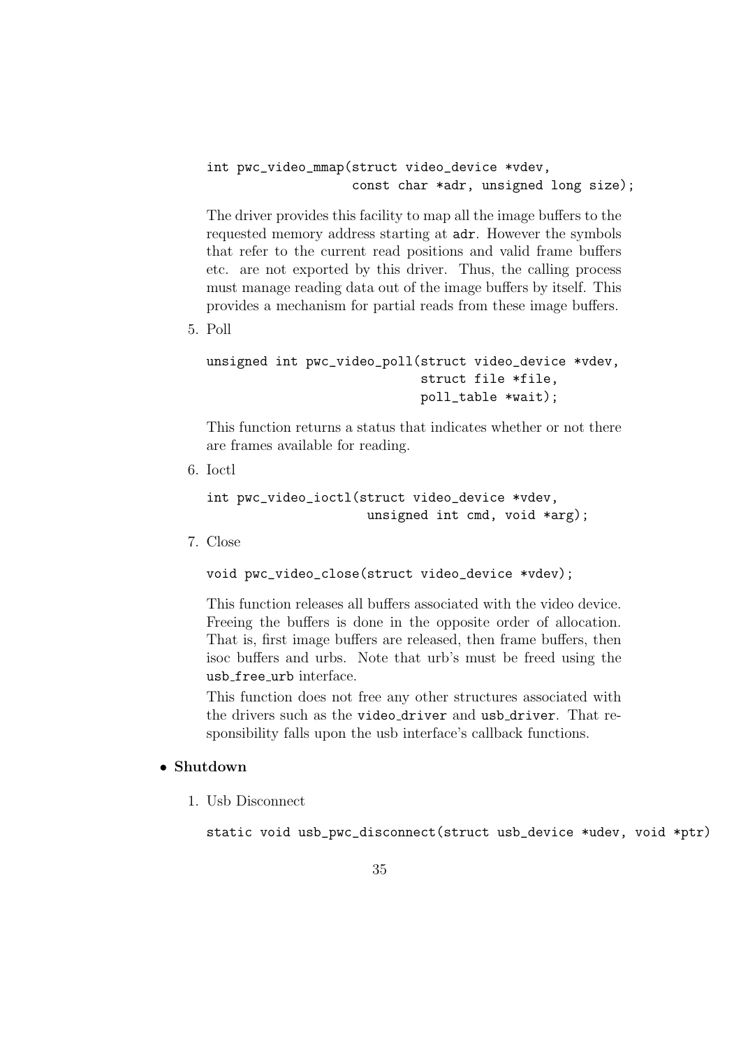```
int pwc_video_mmap(struct video_device *vdev,
                   const char *adr, unsigned long size);
```

The driver provides this facility to map all the image buffers to the requested memory address starting at `adr`. However the symbols that refer to the current read positions and valid frame buffers etc. are not exported by this driver. Thus, the calling process must manage reading data out of the image buffers by itself. This provides a mechanism for partial reads from these image buffers.

5. Poll

```
unsigned int pwc_video_poll(struct video_device *vdev,
                            struct file *file,
                            poll_table *wait);
```

This function returns a status that indicates whether or not there are frames available for reading.

6. Ioctl

```
int pwc_video_ioctl(struct video_device *vdev,
                     unsigned int cmd, void *arg);
```

7. Close

```
void pwc_video_close(struct video_device *vdev);
```

This function releases all buffers associated with the video device. Freeing the buffers is done in the opposite order of allocation. That is, first image buffers are released, then frame buffers, then isoc buffers and urbs. Note that urb's must be freed using the `usb_free_urb` interface.

This function does not free any other structures associated with the drivers such as the `video_driver` and `usb_driver`. That responsibility falls upon the usb interface's callback functions.

- **Shutdown**

1. Usb Disconnect

```
static void usb_pwc_disconnect(struct usb_device *udev, void *ptr)
```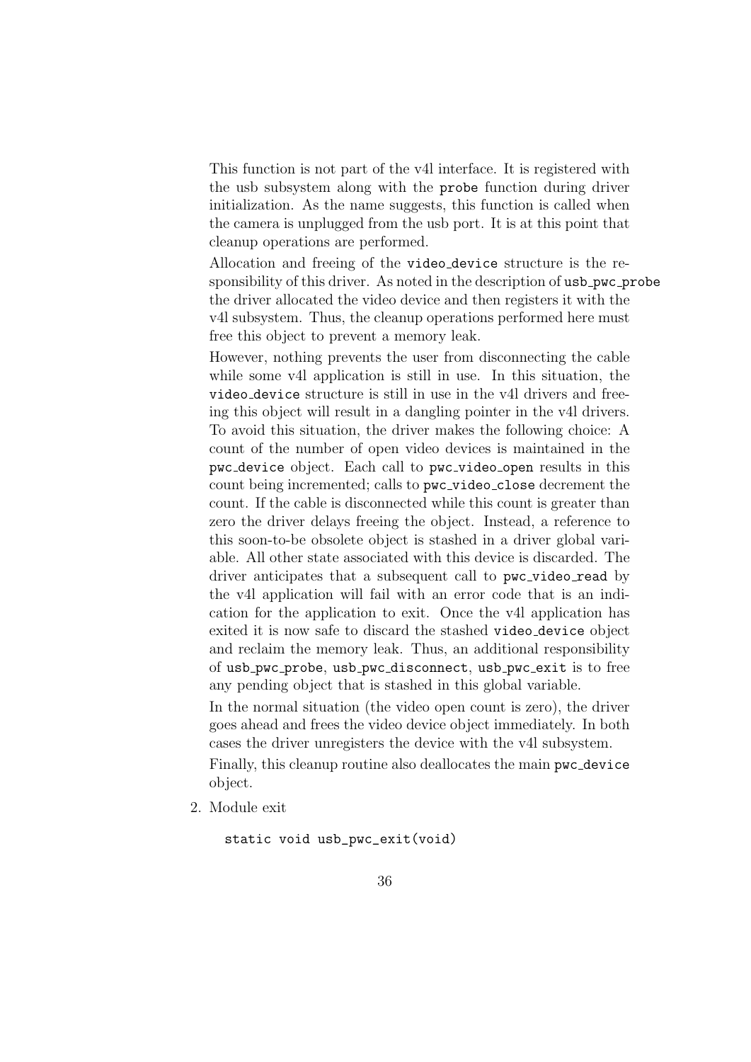This function is not part of the v4l interface. It is registered with the usb subsystem along with the `probe` function during driver initialization. As the name suggests, this function is called when the camera is unplugged from the usb port. It is at this point that cleanup operations are performed.

Allocation and freeing of the `video_device` structure is the responsibility of this driver. As noted in the description of `usb_pwc_probe` the driver allocated the video device and then registers it with the v4l subsystem. Thus, the cleanup operations performed here must free this object to prevent a memory leak.

However, nothing prevents the user from disconnecting the cable while some v4l application is still in use. In this situation, the `video_device` structure is still in use in the v4l drivers and freeing this object will result in a dangling pointer in the v4l drivers. To avoid this situation, the driver makes the following choice: A count of the number of open video devices is maintained in the `pwc_device` object. Each call to `pwc_video_open` results in this count being incremented; calls to `pwc_video_close` decrement the count. If the cable is disconnected while this count is greater than zero the driver delays freeing the object. Instead, a reference to this soon-to-be obsolete object is stashed in a driver global variable. All other state associated with this device is discarded. The driver anticipates that a subsequent call to `pwc_video_read` by the v4l application will fail with an error code that is an indication for the application to exit. Once the v4l application has exited it is now safe to discard the stashed `video_device` object and reclaim the memory leak. Thus, an additional responsibility of `usb_pwc_probe`, `usb_pwc_disconnect`, `usb_pwc_exit` is to free any pending object that is stashed in this global variable.

In the normal situation (the video open count is zero), the driver goes ahead and frees the video device object immediately. In both cases the driver unregisters the device with the v4l subsystem.

Finally, this cleanup routine also deallocates the main `pwc_device` object.

2. Module exit

```
static void usb_pwc_exit(void)
```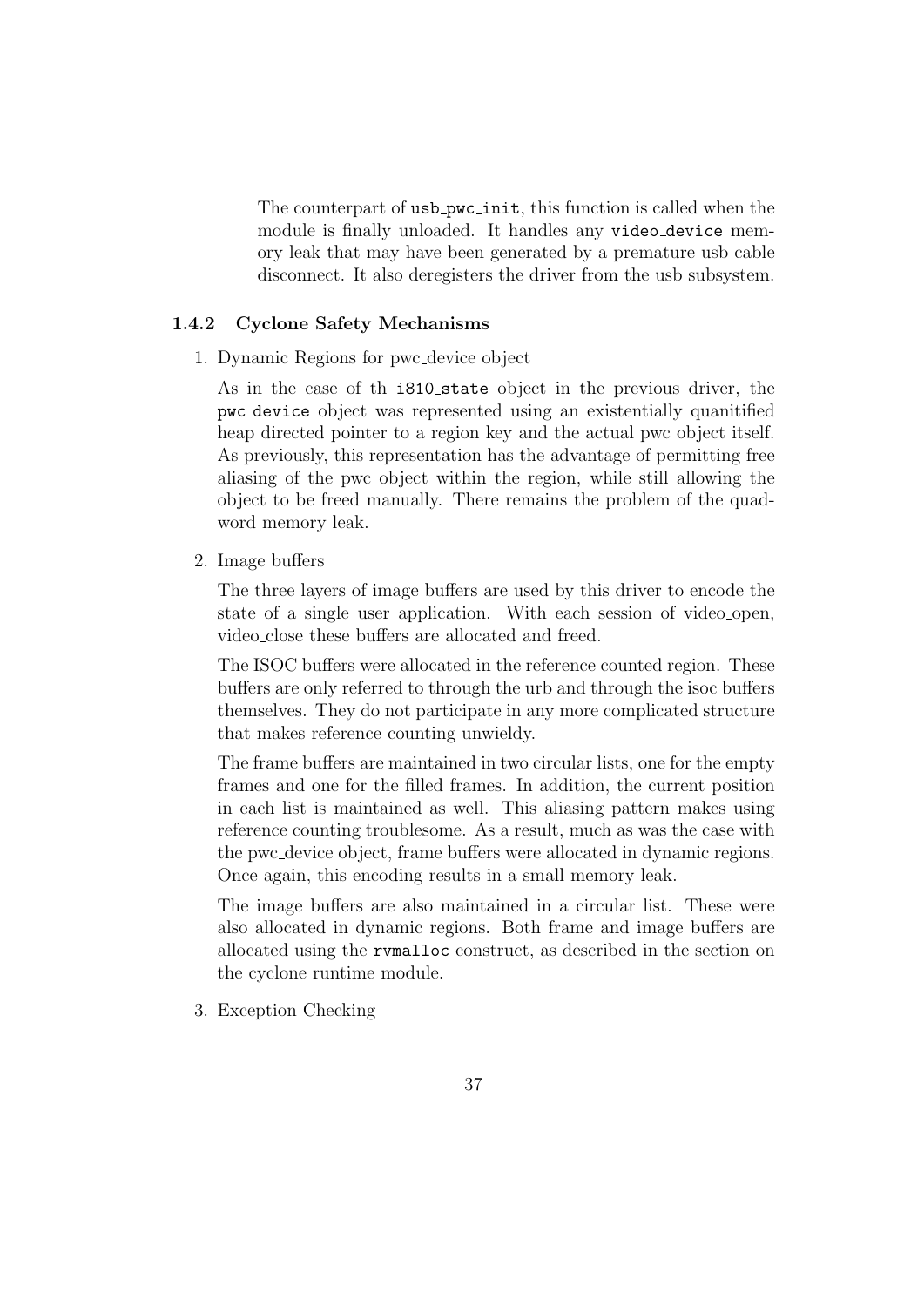The counterpart of `usb_pwc_init`, this function is called when the module is finally unloaded. It handles any `video_device` memory leak that may have been generated by a premature usb cable disconnect. It also deregisters the driver from the usb subsystem.

### 1.4.2 Cyclone Safety Mechanisms

1. Dynamic Regions for pwc_device object

   As in the case of th `i810_state` object in the previous driver, the `pwc_device` object was represented using an existentially quanitified heap directed pointer to a region key and the actual pwc object itself. As previously, this representation has the advantage of permitting free aliasing of the pwc object within the region, while still allowing the object to be freed manually. There remains the problem of the quad-word memory leak.

2. Image buffers

   The three layers of image buffers are used by this driver to encode the state of a single user application. With each session of video_open, video_close these buffers are allocated and freed.

   The ISOC buffers were allocated in the reference counted region. These buffers are only referred to through the urb and through the isoc buffers themselves. They do not participate in any more complicated structure that makes reference counting unwieldy.

   The frame buffers are maintained in two circular lists, one for the empty frames and one for the filled frames. In addition, the current position in each list is maintained as well. This aliasing pattern makes using reference counting troublesome. As a result, much as was the case with the pwc_device object, frame buffers were allocated in dynamic regions. Once again, this encoding results in a small memory leak.

   The image buffers are also maintained in a circular list. These were also allocated in dynamic regions. Both frame and image buffers are allocated using the `rvmalloc` construct, as described in the section on the cyclone runtime module.

3. Exception Checking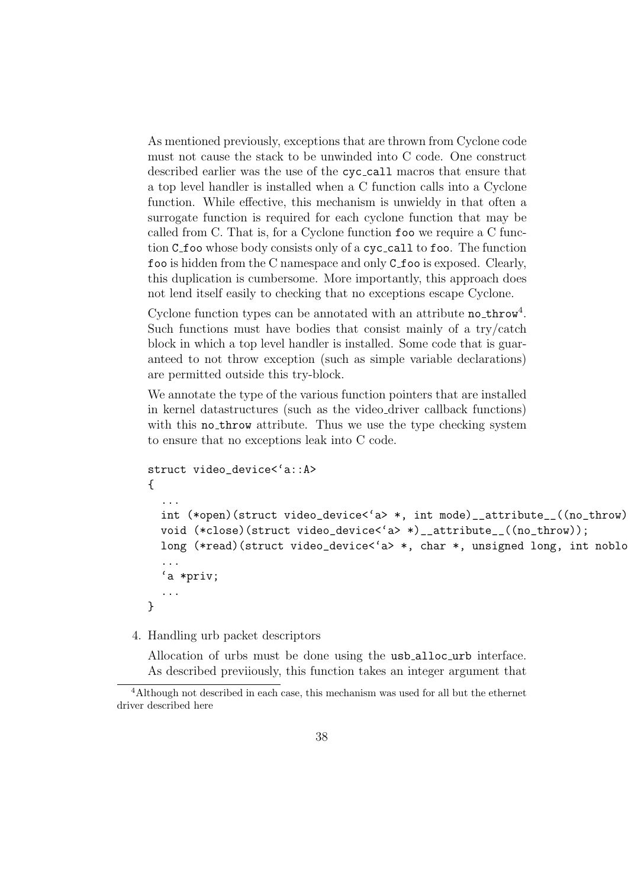As mentioned previously, exceptions that are thrown from Cyclone code must not cause the stack to be unwinded into C code. One construct described earlier was the use of the cyc_call macros that ensure that a top level handler is installed when a C function calls into a Cyclone function. While effective, this mechanism is unwieldy in that often a surrogate function is required for each cyclone function that may be called from C. That is, for a Cyclone function foo we require a C function C_foo whose body consists only of a cyc_call to foo. The function foo is hidden from the C namespace and only C_foo is exposed. Clearly, this duplication is cumbersome. More importantly, this approach does not lend itself easily to checking that no exceptions escape Cyclone.

Cyclone function types can be annotated with an attribute no_throw[4]. Such functions must have bodies that consist mainly of a try/catch block in which a top level handler is installed. Some code that is guaranteed to not throw exception (such as simple variable declarations) are permitted outside this try-block.

We annotate the type of the various function pointers that are installed in kernel datastructures (such as the video_driver callback functions) with this no_throw attribute. Thus we use the type checking system to ensure that no exceptions leak into C code.

```
struct video_device<`a::A>
{
  ...
  int (*open)(struct video_device<`a> *, int mode)__attribute__((no_throw)
  void (*close)(struct video_device<`a> *)__attribute__((no_throw));
  long (*read)(struct video_device<`a> *, char *, unsigned long, int noblo
  ...
  `a *priv;
  ...
}
```

4. Handling urb packet descriptors

   Allocation of urbs must be done using the usb_alloc_urb interface. As described previiously, this function takes an integer argument that

---

[4]Although not described in each case, this mechanism was used for all but the ethernet driver described here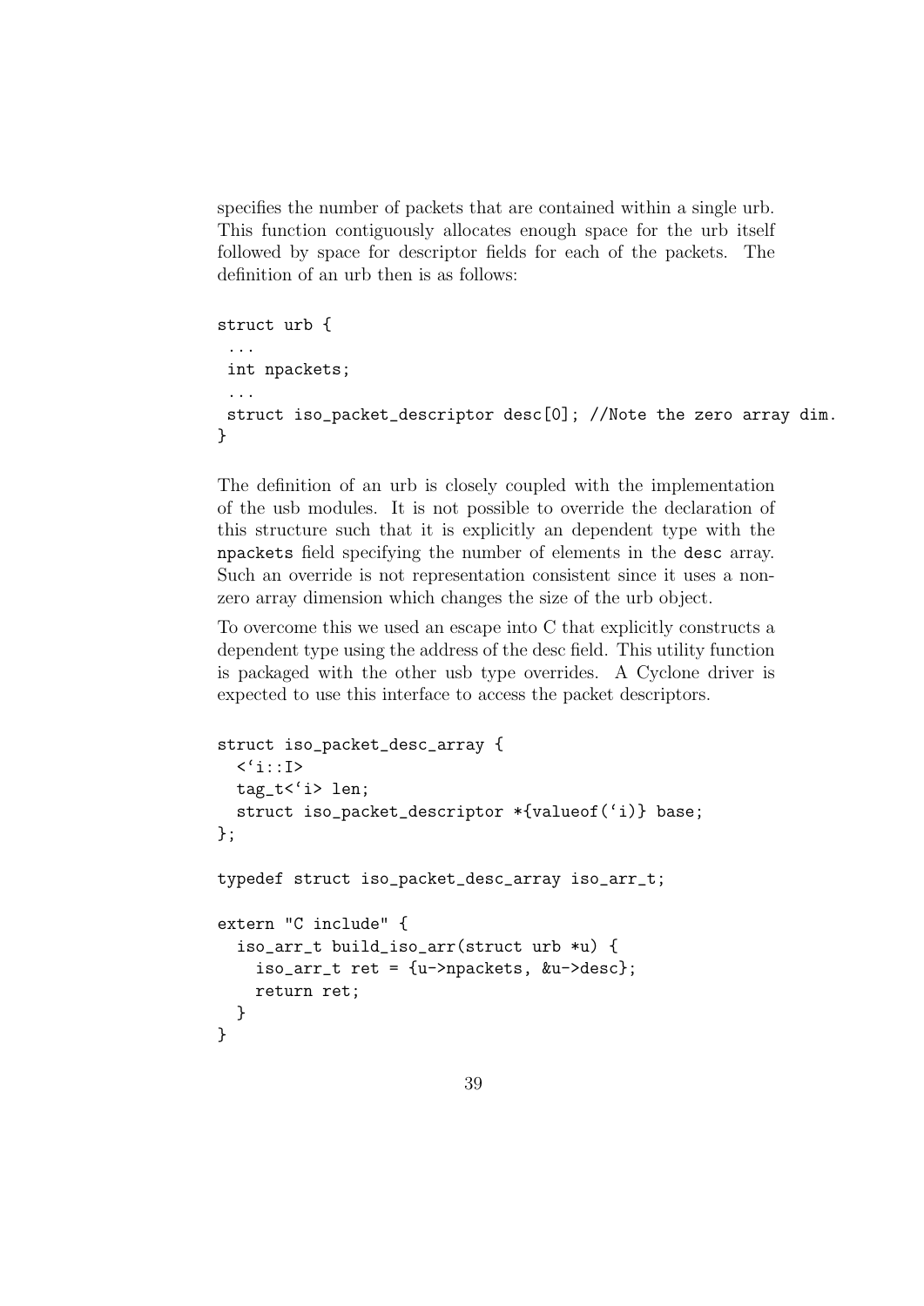specifies the number of packets that are contained within a single urb. This function contiguously allocates enough space for the urb itself followed by space for descriptor fields for each of the packets. The definition of an urb then is as follows:

```
struct urb {
 ...
 int npackets;
 ...
 struct iso_packet_descriptor desc[0]; //Note the zero array dim.
}
```

The definition of an urb is closely coupled with the implementation of the usb modules. It is not possible to override the declaration of this structure such that it is explicitly an dependent type with the `npackets` field specifying the number of elements in the `desc` array. Such an override is not representation consistent since it uses a non-zero array dimension which changes the size of the urb object.

To overcome this we used an escape into C that explicitly constructs a dependent type using the address of the desc field. This utility function is packaged with the other usb type overrides. A Cyclone driver is expected to use this interface to access the packet descriptors.

```
struct iso_packet_desc_array {
  <`i::I>
  tag_t<`i> len;
  struct iso_packet_descriptor *{valueof(`i)} base;
};

typedef struct iso_packet_desc_array iso_arr_t;

extern "C include" {
  iso_arr_t build_iso_arr(struct urb *u) {
    iso_arr_t ret = {u->npackets, &u->desc};
    return ret;
  }
}
```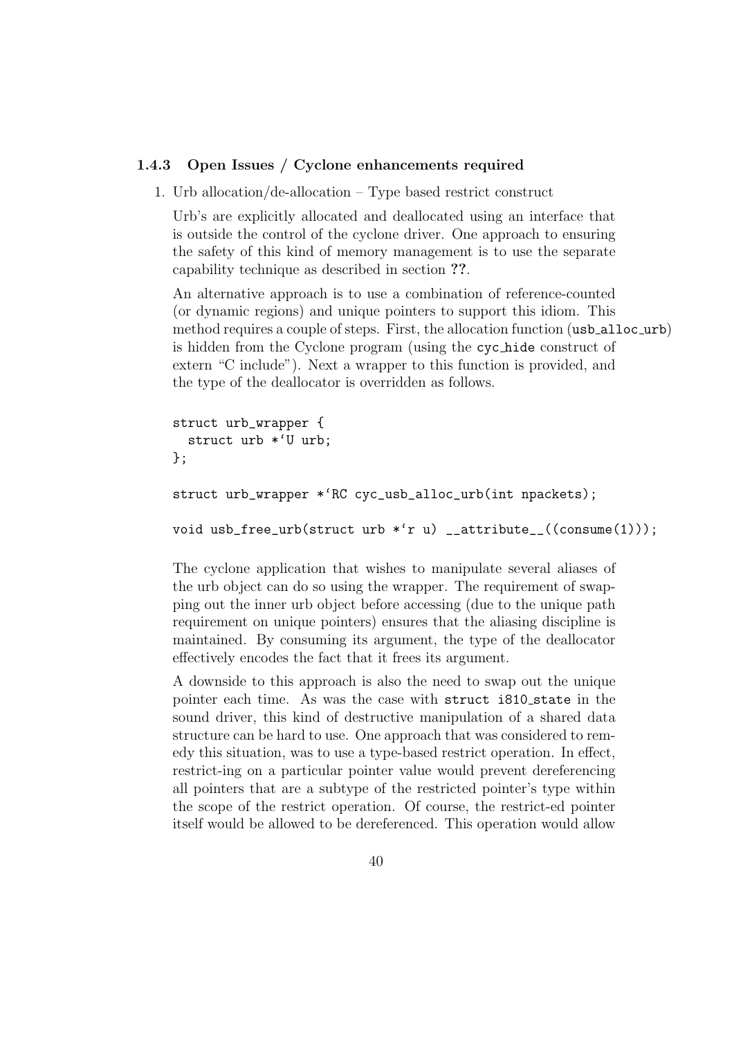### 1.4.3 Open Issues / Cyclone enhancements required

1. Urb allocation/de-allocation – Type based restrict construct

   Urb's are explicitly allocated and deallocated using an interface that is outside the control of the cyclone driver. One approach to ensuring the safety of this kind of memory management is to use the separate capability technique as described in section **??**.

   An alternative approach is to use a combination of reference-counted (or dynamic regions) and unique pointers to support this idiom. This method requires a couple of steps. First, the allocation function (`usb_alloc_urb`) is hidden from the Cyclone program (using the `cyc_hide` construct of extern "C include"). Next a wrapper to this function is provided, and the type of the deallocator is overridden as follows.

   ```
   struct urb_wrapper {
     struct urb *`U urb;
   };

   struct urb_wrapper *`RC cyc_usb_alloc_urb(int npackets);

   void usb_free_urb(struct urb *`r u) __attribute__((consume(1)));
   ```

   The cyclone application that wishes to manipulate several aliases of the urb object can do so using the wrapper. The requirement of swapping out the inner urb object before accessing (due to the unique path requirement on unique pointers) ensures that the aliasing discipline is maintained. By consuming its argument, the type of the deallocator effectively encodes the fact that it frees its argument.

   A downside to this approach is also the need to swap out the unique pointer each time. As was the case with `struct i810_state` in the sound driver, this kind of destructive manipulation of a shared data structure can be hard to use. One approach that was considered to remedy this situation, was to use a type-based restrict operation. In effect, restrict-ing on a particular pointer value would prevent dereferencing all pointers that are a subtype of the restricted pointer's type within the scope of the restrict operation. Of course, the restrict-ed pointer itself would be allowed to be dereferenced. This operation would allow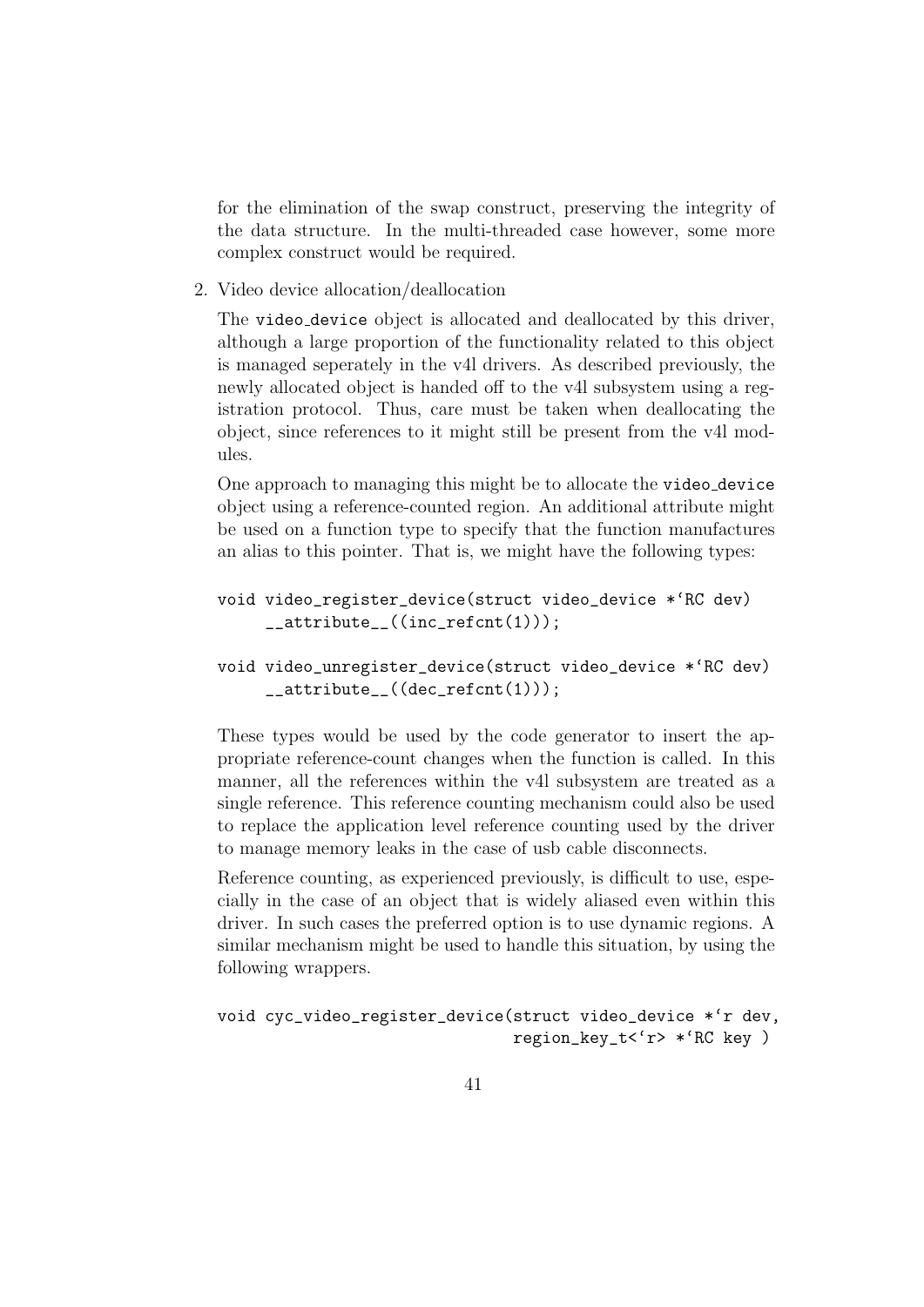for the elimination of the swap construct, preserving the integrity of the data structure. In the multi-threaded case however, some more complex construct would be required.

2. Video device allocation/deallocation

   The video_device object is allocated and deallocated by this driver, although a large proportion of the functionality related to this object is managed seperately in the v4l drivers. As described previously, the newly allocated object is handed off to the v4l subsystem using a registration protocol. Thus, care must be taken when deallocating the object, since references to it might still be present from the v4l modules.

   One approach to managing this might be to allocate the video_device object using a reference-counted region. An additional attribute might be used on a function type to specify that the function manufactures an alias to this pointer. That is, we might have the following types:

   ```
   void video_register_device(struct video_device *`RC dev)
        __attribute__((inc_refcnt(1)));

   void video_unregister_device(struct video_device *`RC dev)
        __attribute__((dec_refcnt(1)));
   ```

   These types would be used by the code generator to insert the appropriate reference-count changes when the function is called. In this manner, all the references within the v4l subsystem are treated as a single reference. This reference counting mechanism could also be used to replace the application level reference counting used by the driver to manage memory leaks in the case of usb cable disconnects.

   Reference counting, as experienced previously, is difficult to use, especially in the case of an object that is widely aliased even within this driver. In such cases the preferred option is to use dynamic regions. A similar mechanism might be used to handle this situation, by using the following wrappers.

   ```
   void cyc_video_register_device(struct video_device *`r dev,
                                  region_key_t<`r> *`RC key )
   ```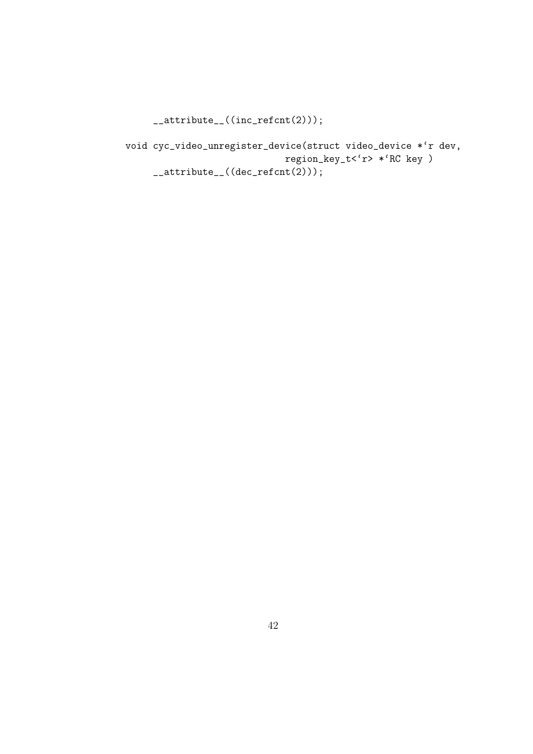```
    __attribute__((inc_refcnt(2)));

void cyc_video_unregister_device(struct video_device *`r dev,
                             region_key_t<`r> *`RC key )
    __attribute__((dec_refcnt(2)));
```